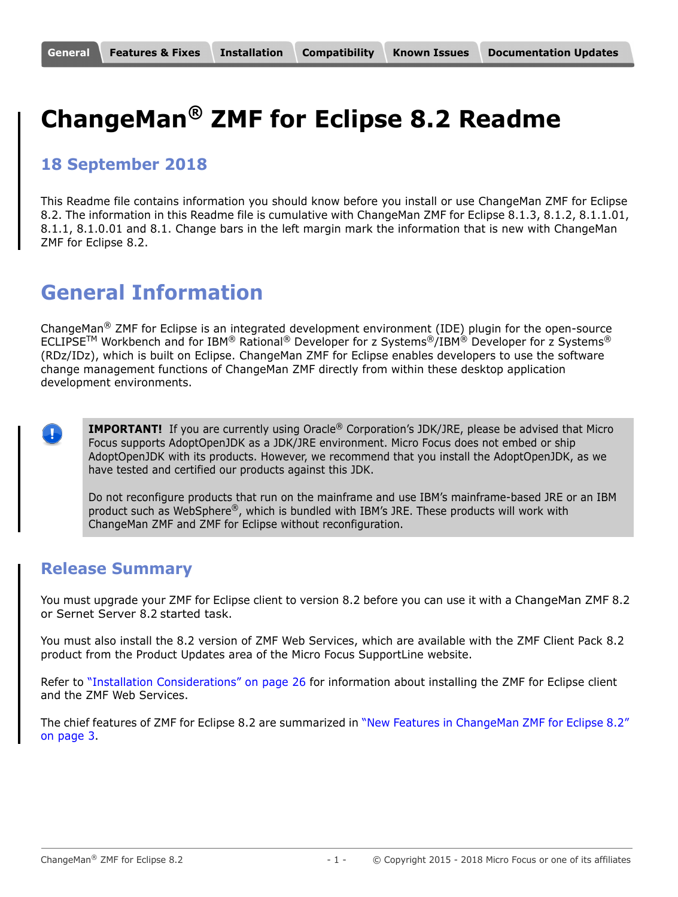General | Features & Fixes | Installation | Compatibility | Known Issues | Documentation Updates

# ChangeMan® ZMF for Eclipse 8.2 Readme

### 18 September 2018

This Readme file contains information you should know before you install or use ChangeMan ZMF for Eclipse 8.2. The information in this Readme file is cumulative with ChangeMan ZMF for Eclipse 8.1.3, 8.1.2, 8.1.1.01, 8.1.1, 8.1.0.01 and 8.1. Change bars in the left margin mark the information that is new with ChangeMan ZMF for Eclipse 8.2.

## General Information

ChangeMan® ZMF for Eclipse is an integrated development environment (IDE) plugin for the open-source ECLIPSE™ Workbench and for IBM® Rational® Developer for z Systems®/IBM® Developer for z Systems® (RDz/IDz), which is built on Eclipse. ChangeMan ZMF for Eclipse enables developers to use the software change management functions of ChangeMan ZMF directly from within these desktop application development environments.

**IMPORTANT!** If you are currently using Oracle® Corporation's JDK/JRE, please be advised that Micro Focus supports AdoptOpenJDK as a JDK/JRE environment. Micro Focus does not embed or ship AdoptOpenJDK with its products. However, we recommend that you install the AdoptOpenJDK, as we have tested and certified our products against this JDK.

Do not reconfigure products that run on the mainframe and use IBM's mainframe-based JRE or an IBM product such as WebSphere®, which is bundled with IBM's JRE. These products will work with ChangeMan ZMF and ZMF for Eclipse without reconfiguration.

### Release Summary

You must upgrade your ZMF for Eclipse client to version 8.2 before you can use it with a ChangeMan ZMF 8.2 or Sernet Server 8.2 started task.

You must also install the 8.2 version of ZMF Web Services, which are available with the ZMF Client Pack 8.2 product from the Product Updates area of the Micro Focus SupportLine website.

Refer to "Installation Considerations" on page 26 for information about installing the ZMF for Eclipse client and the ZMF Web Services.

The chief features of ZMF for Eclipse 8.2 are summarized in "New Features in ChangeMan ZMF for Eclipse 8.2" on page 3.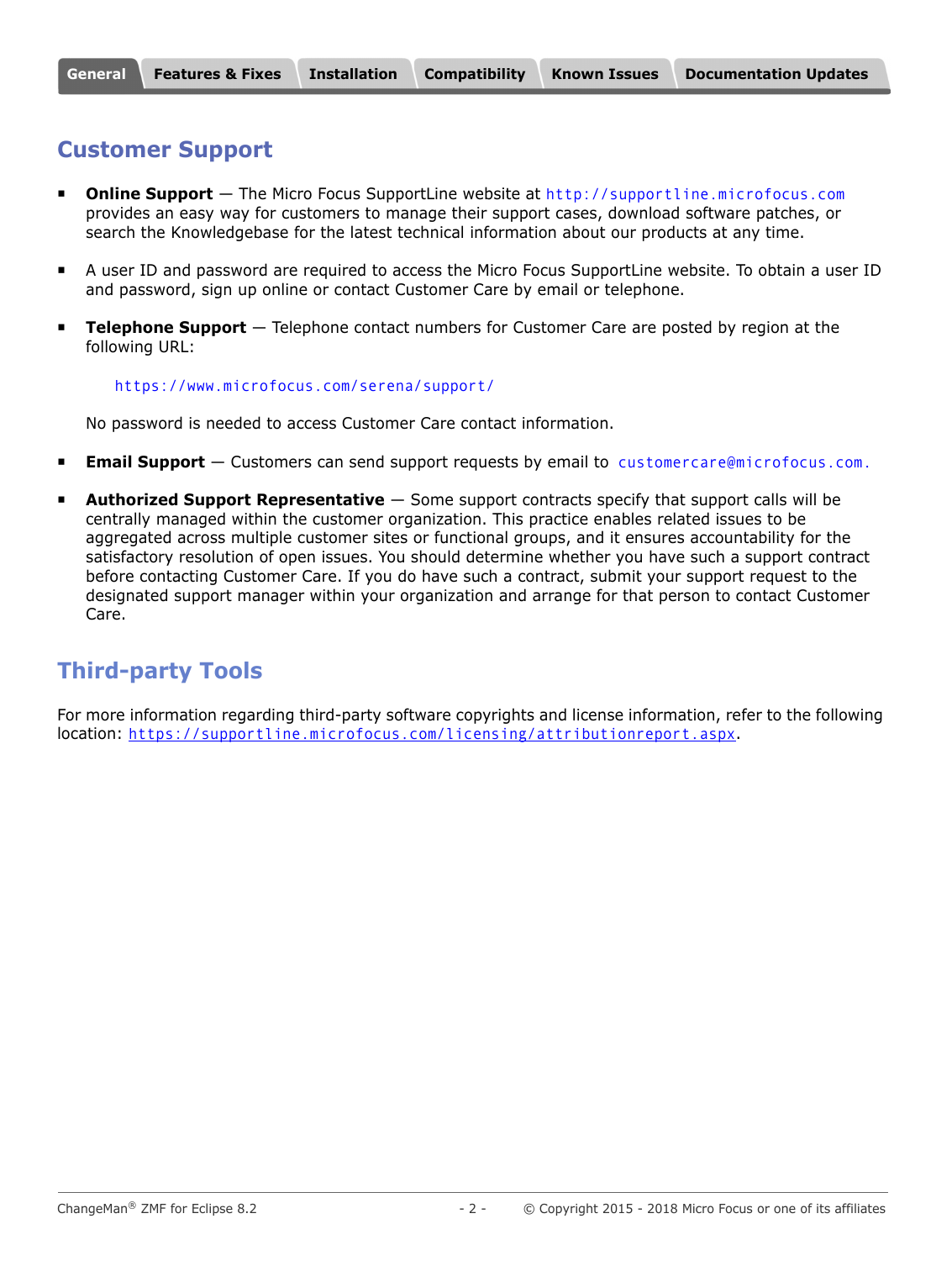General | Features & Fixes | Installation | Compatibility | Known Issues | Documentation Updates

## Customer Support

- **Online Support** — The Micro Focus SupportLine website at http://supportline.microfocus.com provides an easy way for customers to manage their support cases, download software patches, or search the Knowledgebase for the latest technical information about our products at any time.
- A user ID and password are required to access the Micro Focus SupportLine website. To obtain a user ID and password, sign up online or contact Customer Care by email or telephone.
- **Telephone Support** — Telephone contact numbers for Customer Care are posted by region at the following URL:

  https://www.microfocus.com/serena/support/

  No password is needed to access Customer Care contact information.
- **Email Support** — Customers can send support requests by email to customercare@microfocus.com.
- **Authorized Support Representative** — Some support contracts specify that support calls will be centrally managed within the customer organization. This practice enables related issues to be aggregated across multiple customer sites or functional groups, and it ensures accountability for the satisfactory resolution of open issues. You should determine whether you have such a support contract before contacting Customer Care. If you do have such a contract, submit your support request to the designated support manager within your organization and arrange for that person to contact Customer Care.

## Third-party Tools

For more information regarding third-party software copyrights and license information, refer to the following location: https://supportline.microfocus.com/licensing/attributionreport.aspx.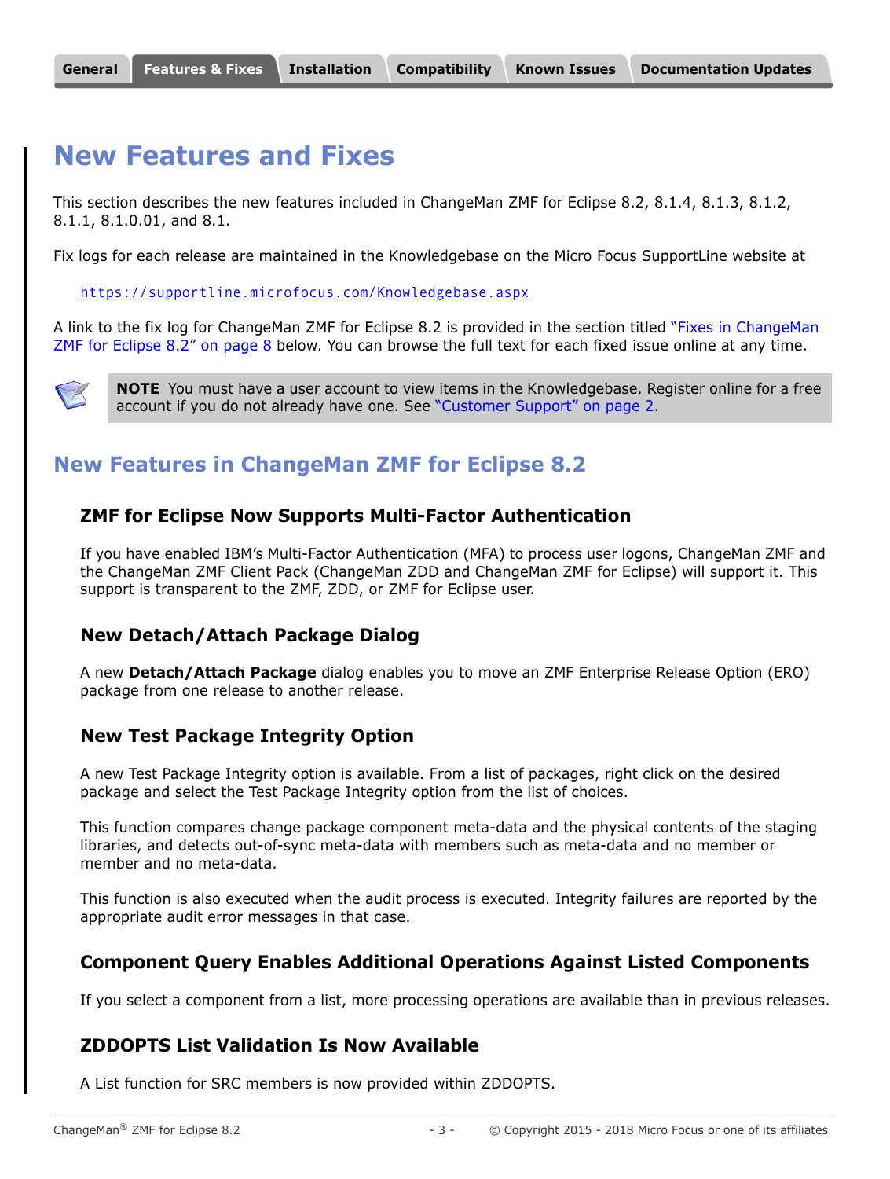# New Features and Fixes

This section describes the new features included in ChangeMan ZMF for Eclipse 8.2, 8.1.4, 8.1.3, 8.1.2, 8.1.1, 8.1.0.01, and 8.1.

Fix logs for each release are maintained in the Knowledgebase on the Micro Focus SupportLine website at

https://supportline.microfocus.com/Knowledgebase.aspx

A link to the fix log for ChangeMan ZMF for Eclipse 8.2 is provided in the section titled "Fixes in ChangeMan ZMF for Eclipse 8.2" on page 8 below. You can browse the full text for each fixed issue online at any time.

**NOTE** You must have a user account to view items in the Knowledgebase. Register online for a free account if you do not already have one. See "Customer Support" on page 2.

## New Features in ChangeMan ZMF for Eclipse 8.2

### ZMF for Eclipse Now Supports Multi-Factor Authentication

If you have enabled IBM's Multi-Factor Authentication (MFA) to process user logons, ChangeMan ZMF and the ChangeMan ZMF Client Pack (ChangeMan ZDD and ChangeMan ZMF for Eclipse) will support it. This support is transparent to the ZMF, ZDD, or ZMF for Eclipse user.

### New Detach/Attach Package Dialog

A new **Detach/Attach Package** dialog enables you to move an ZMF Enterprise Release Option (ERO) package from one release to another release.

### New Test Package Integrity Option

A new Test Package Integrity option is available. From a list of packages, right click on the desired package and select the Test Package Integrity option from the list of choices.

This function compares change package component meta-data and the physical contents of the staging libraries, and detects out-of-sync meta-data with members such as meta-data and no member or member and no meta-data.

This function is also executed when the audit process is executed. Integrity failures are reported by the appropriate audit error messages in that case.

### Component Query Enables Additional Operations Against Listed Components

If you select a component from a list, more processing operations are available than in previous releases.

### ZDDOPTS List Validation Is Now Available

A List function for SRC members is now provided within ZDDOPTS.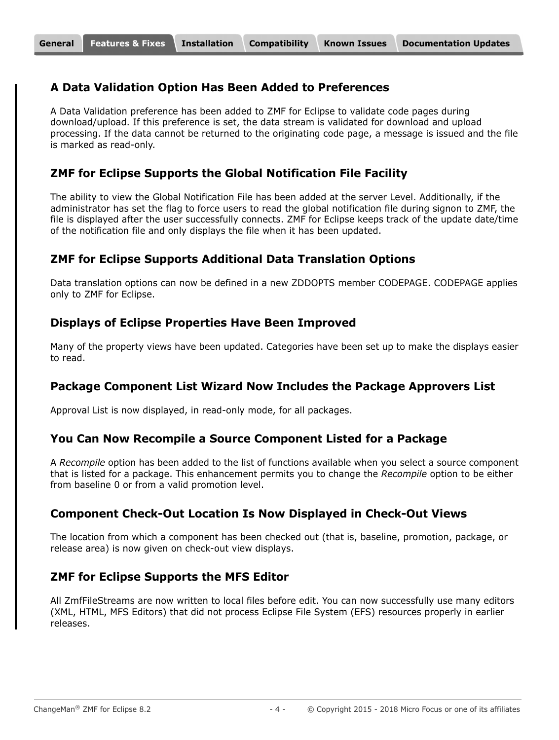### A Data Validation Option Has Been Added to Preferences

A Data Validation preference has been added to ZMF for Eclipse to validate code pages during download/upload. If this preference is set, the data stream is validated for download and upload processing. If the data cannot be returned to the originating code page, a message is issued and the file is marked as read-only.

### ZMF for Eclipse Supports the Global Notification File Facility

The ability to view the Global Notification File has been added at the server Level. Additionally, if the administrator has set the flag to force users to read the global notification file during signon to ZMF, the file is displayed after the user successfully connects. ZMF for Eclipse keeps track of the update date/time of the notification file and only displays the file when it has been updated.

### ZMF for Eclipse Supports Additional Data Translation Options

Data translation options can now be defined in a new ZDDOPTS member CODEPAGE. CODEPAGE applies only to ZMF for Eclipse.

### Displays of Eclipse Properties Have Been Improved

Many of the property views have been updated. Categories have been set up to make the displays easier to read.

### Package Component List Wizard Now Includes the Package Approvers List

Approval List is now displayed, in read-only mode, for all packages.

### You Can Now Recompile a Source Component Listed for a Package

A *Recompile* option has been added to the list of functions available when you select a source component that is listed for a package. This enhancement permits you to change the *Recompile* option to be either from baseline 0 or from a valid promotion level.

### Component Check-Out Location Is Now Displayed in Check-Out Views

The location from which a component has been checked out (that is, baseline, promotion, package, or release area) is now given on check-out view displays.

### ZMF for Eclipse Supports the MFS Editor

All ZmfFileStreams are now written to local files before edit. You can now successfully use many editors (XML, HTML, MFS Editors) that did not process Eclipse File System (EFS) resources properly in earlier releases.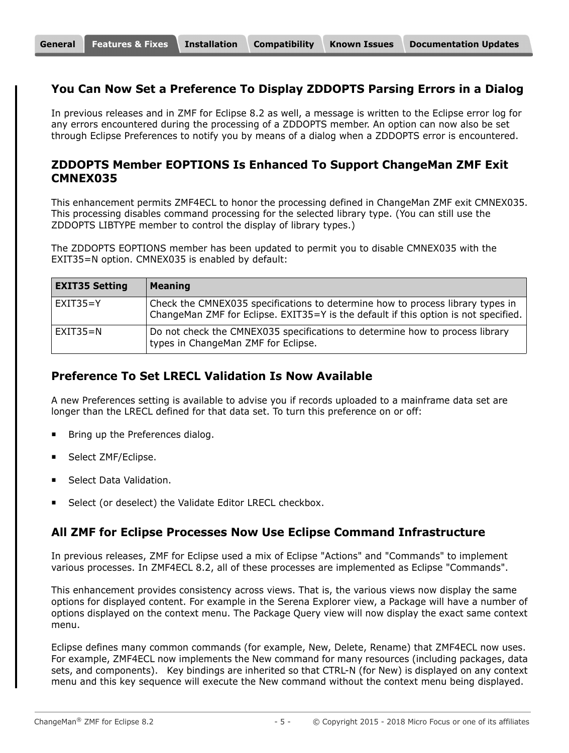## You Can Now Set a Preference To Display ZDDOPTS Parsing Errors in a Dialog

In previous releases and in ZMF for Eclipse 8.2 as well, a message is written to the Eclipse error log for any errors encountered during the processing of a ZDDOPTS member. An option can now also be set through Eclipse Preferences to notify you by means of a dialog when a ZDDOPTS error is encountered.

## ZDDOPTS Member EOPTIONS Is Enhanced To Support ChangeMan ZMF Exit CMNEX035

This enhancement permits ZMF4ECL to honor the processing defined in ChangeMan ZMF exit CMNEX035. This processing disables command processing for the selected library type. (You can still use the ZDDOPTS LIBTYPE member to control the display of library types.)

The ZDDOPTS EOPTIONS member has been updated to permit you to disable CMNEX035 with the EXIT35=N option. CMNEX035 is enabled by default:

| EXIT35 Setting | Meaning |
|---|---|
| EXIT35=Y | Check the CMNEX035 specifications to determine how to process library types in ChangeMan ZMF for Eclipse. EXIT35=Y is the default if this option is not specified. |
| EXIT35=N | Do not check the CMNEX035 specifications to determine how to process library types in ChangeMan ZMF for Eclipse. |

## Preference To Set LRECL Validation Is Now Available

A new Preferences setting is available to advise you if records uploaded to a mainframe data set are longer than the LRECL defined for that data set. To turn this preference on or off:

- Bring up the Preferences dialog.
- Select ZMF/Eclipse.
- Select Data Validation.
- Select (or deselect) the Validate Editor LRECL checkbox.

## All ZMF for Eclipse Processes Now Use Eclipse Command Infrastructure

In previous releases, ZMF for Eclipse used a mix of Eclipse "Actions" and "Commands" to implement various processes. In ZMF4ECL 8.2, all of these processes are implemented as Eclipse "Commands".

This enhancement provides consistency across views. That is, the various views now display the same options for displayed content. For example in the Serena Explorer view, a Package will have a number of options displayed on the context menu. The Package Query view will now display the exact same context menu.

Eclipse defines many common commands (for example, New, Delete, Rename) that ZMF4ECL now uses. For example, ZMF4ECL now implements the New command for many resources (including packages, data sets, and components). Key bindings are inherited so that CTRL-N (for New) is displayed on any context menu and this key sequence will execute the New command without the context menu being displayed.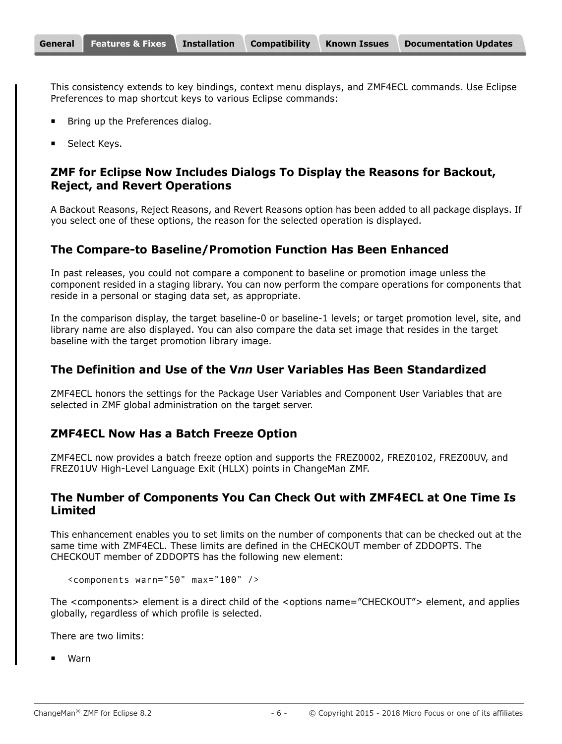This consistency extends to key bindings, context menu displays, and ZMF4ECL commands. Use Eclipse Preferences to map shortcut keys to various Eclipse commands:

- Bring up the Preferences dialog.
- Select Keys.

### ZMF for Eclipse Now Includes Dialogs To Display the Reasons for Backout, Reject, and Revert Operations

A Backout Reasons, Reject Reasons, and Revert Reasons option has been added to all package displays. If you select one of these options, the reason for the selected operation is displayed.

### The Compare-to Baseline/Promotion Function Has Been Enhanced

In past releases, you could not compare a component to baseline or promotion image unless the component resided in a staging library. You can now perform the compare operations for components that reside in a personal or staging data set, as appropriate.

In the comparison display, the target baseline-0 or baseline-1 levels; or target promotion level, site, and library name are also displayed. You can also compare the data set image that resides in the target baseline with the target promotion library image.

### The Definition and Use of the V*nn* User Variables Has Been Standardized

ZMF4ECL honors the settings for the Package User Variables and Component User Variables that are selected in ZMF global administration on the target server.

### ZMF4ECL Now Has a Batch Freeze Option

ZMF4ECL now provides a batch freeze option and supports the FREZ0002, FREZ0102, FREZ00UV, and FREZ01UV High-Level Language Exit (HLLX) points in ChangeMan ZMF.

### The Number of Components You Can Check Out with ZMF4ECL at One Time Is Limited

This enhancement enables you to set limits on the number of components that can be checked out at the same time with ZMF4ECL. These limits are defined in the CHECKOUT member of ZDDOPTS. The CHECKOUT member of ZDDOPTS has the following new element:

```
<components warn=”50” max=”100” />
```

The <components> element is a direct child of the <options name=”CHECKOUT”> element, and applies globally, regardless of which profile is selected.

There are two limits:

- Warn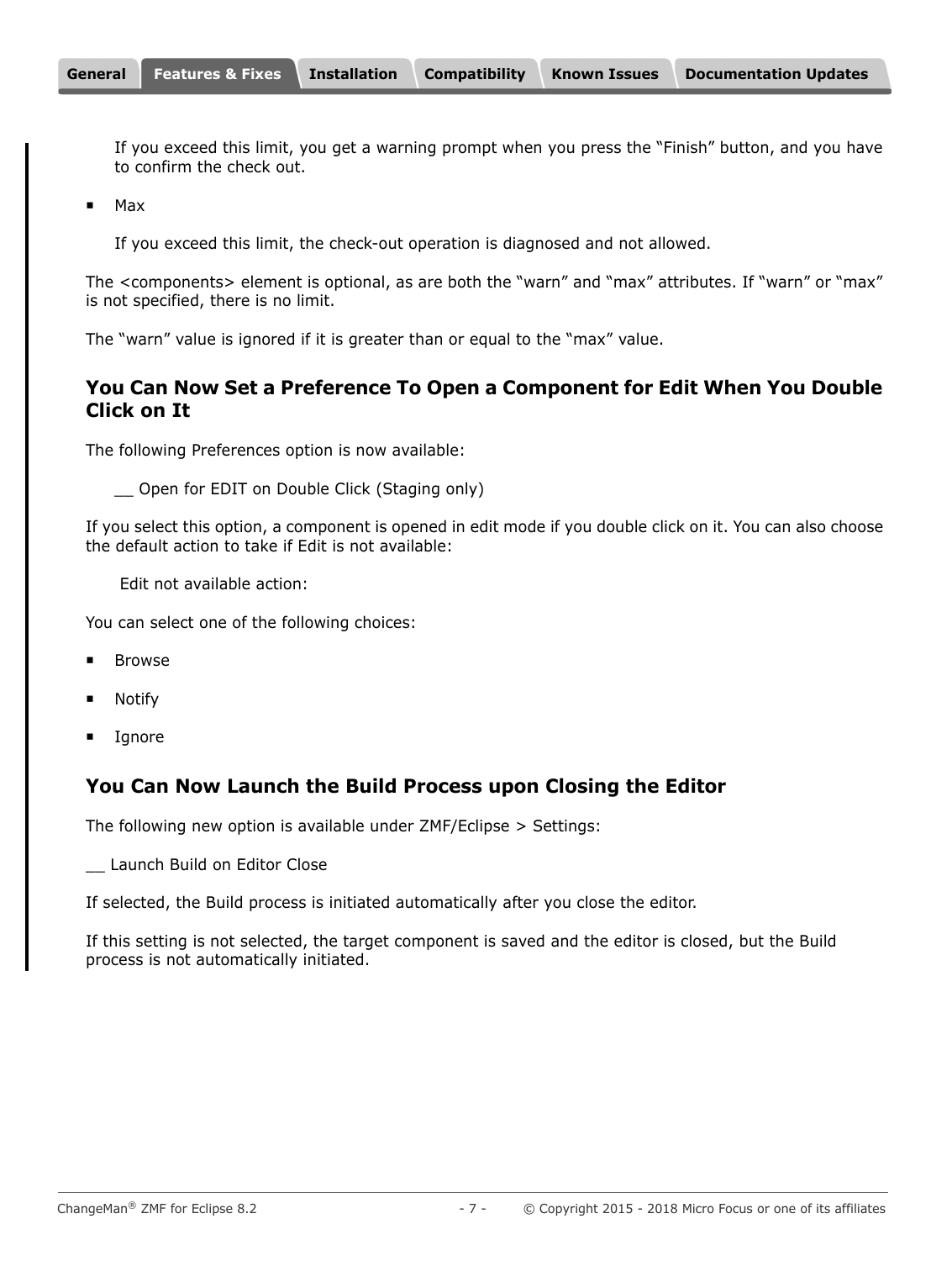If you exceed this limit, you get a warning prompt when you press the “Finish” button, and you have to confirm the check out.

- Max

  If you exceed this limit, the check-out operation is diagnosed and not allowed.

The <components> element is optional, as are both the “warn” and “max” attributes. If “warn” or “max” is not specified, there is no limit.

The “warn” value is ignored if it is greater than or equal to the “max” value.

## You Can Now Set a Preference To Open a Component for Edit When You Double Click on It

The following Preferences option is now available:

__ Open for EDIT on Double Click (Staging only)

If you select this option, a component is opened in edit mode if you double click on it. You can also choose the default action to take if Edit is not available:

Edit not available action:

You can select one of the following choices:

- Browse
- Notify
- Ignore

## You Can Now Launch the Build Process upon Closing the Editor

The following new option is available under ZMF/Eclipse > Settings:

__ Launch Build on Editor Close

If selected, the Build process is initiated automatically after you close the editor.

If this setting is not selected, the target component is saved and the editor is closed, but the Build process is not automatically initiated.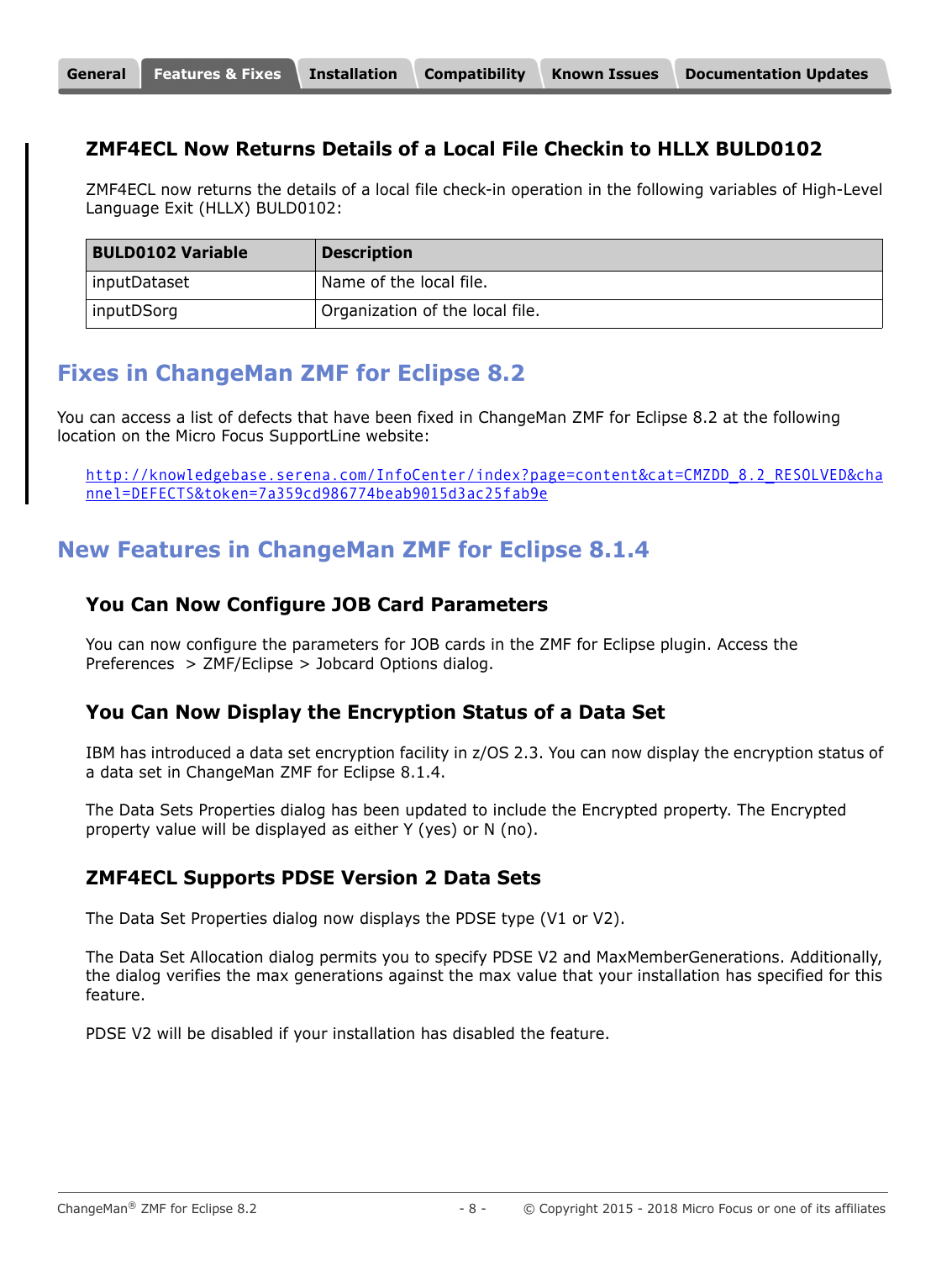### ZMF4ECL Now Returns Details of a Local File Checkin to HLLX BULD0102

ZMF4ECL now returns the details of a local file check-in operation in the following variables of High-Level Language Exit (HLLX) BULD0102:

| BULD0102 Variable | Description |
| --- | --- |
| inputDataset | Name of the local file. |
| inputDSorg | Organization of the local file. |

## Fixes in ChangeMan ZMF for Eclipse 8.2

You can access a list of defects that have been fixed in ChangeMan ZMF for Eclipse 8.2 at the following location on the Micro Focus SupportLine website:

http://knowledgebase.serena.com/InfoCenter/index?page=content&cat=CMZDD_8.2_RESOLVED&channel=DEFECTS&token=7a359cd986774beab9015d3ac25fab9e

## New Features in ChangeMan ZMF for Eclipse 8.1.4

### You Can Now Configure JOB Card Parameters

You can now configure the parameters for JOB cards in the ZMF for Eclipse plugin. Access the Preferences > ZMF/Eclipse > Jobcard Options dialog.

### You Can Now Display the Encryption Status of a Data Set

IBM has introduced a data set encryption facility in z/OS 2.3. You can now display the encryption status of a data set in ChangeMan ZMF for Eclipse 8.1.4.

The Data Sets Properties dialog has been updated to include the Encrypted property. The Encrypted property value will be displayed as either Y (yes) or N (no).

### ZMF4ECL Supports PDSE Version 2 Data Sets

The Data Set Properties dialog now displays the PDSE type (V1 or V2).

The Data Set Allocation dialog permits you to specify PDSE V2 and MaxMemberGenerations. Additionally, the dialog verifies the max generations against the max value that your installation has specified for this feature.

PDSE V2 will be disabled if your installation has disabled the feature.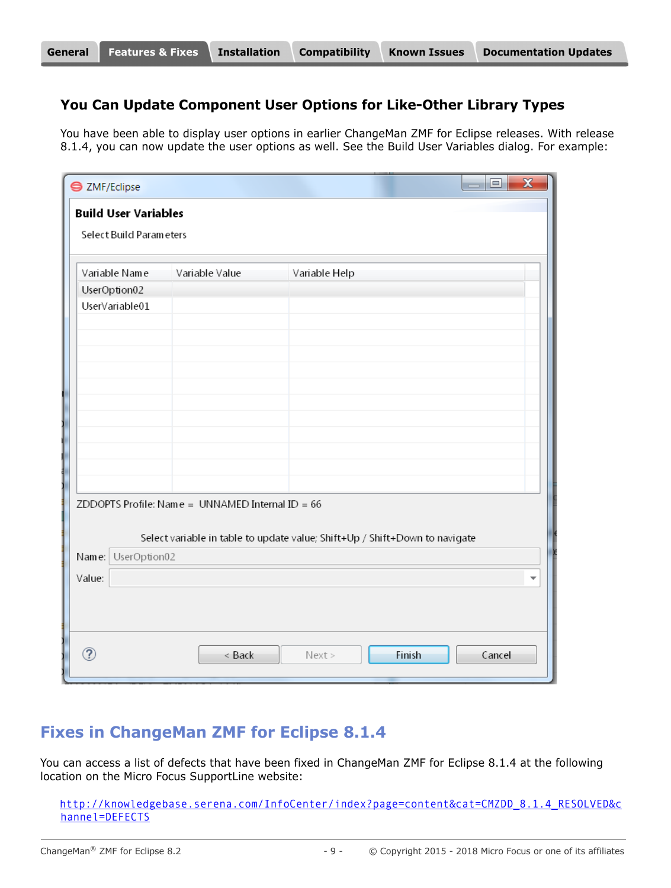## You Can Update Component User Options for Like-Other Library Types

You have been able to display user options in earlier ChangeMan ZMF for Eclipse releases. With release 8.1.4, you can now update the user options as well. See the Build User Variables dialog. For example:

# Fixes in ChangeMan ZMF for Eclipse 8.1.4

You can access a list of defects that have been fixed in ChangeMan ZMF for Eclipse 8.1.4 at the following location on the Micro Focus SupportLine website:

http://knowledgebase.serena.com/InfoCenter/index?page=content&cat=CMZDD_8.1.4_RESOLVED&channel=DEFECTS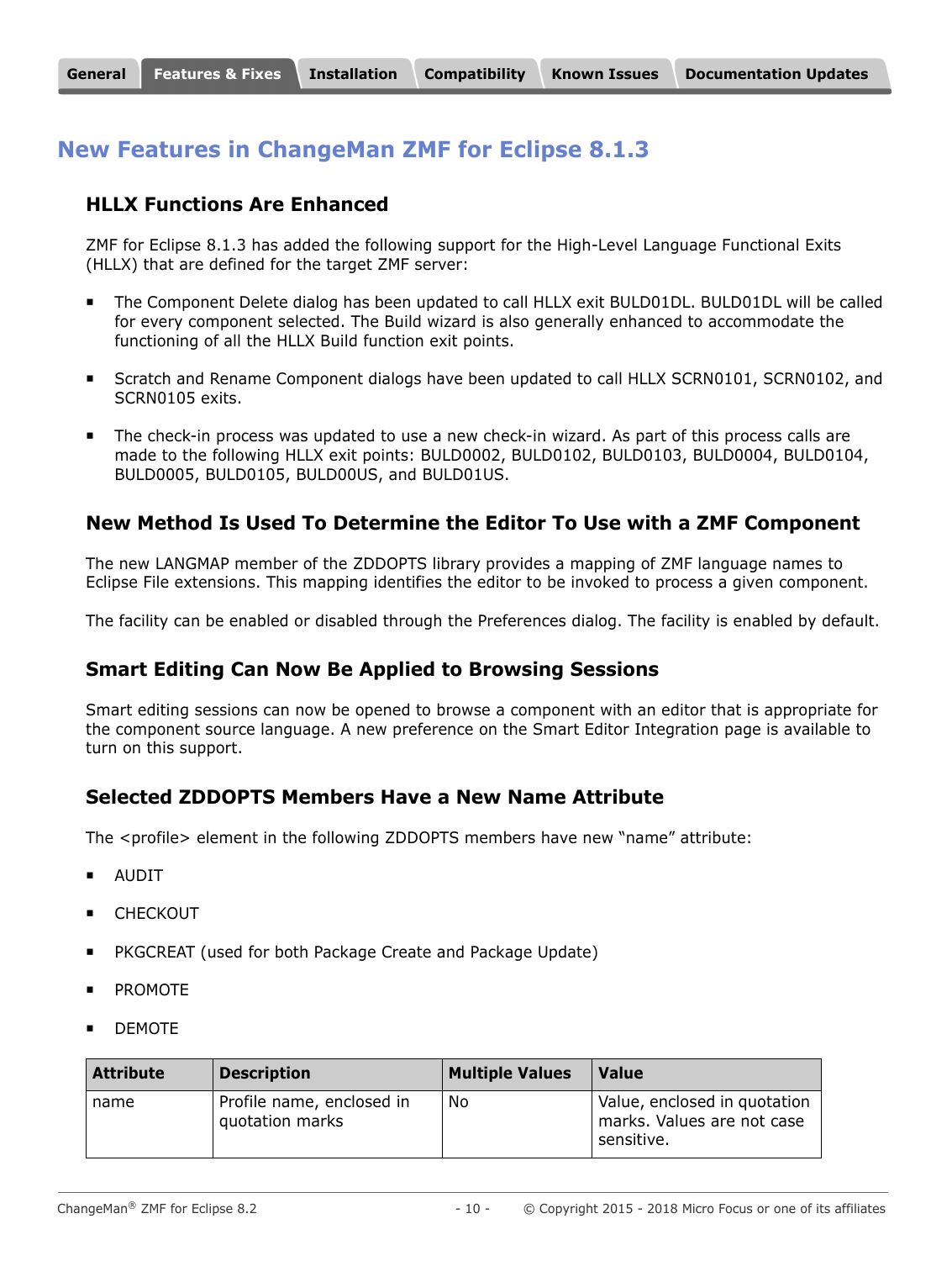# New Features in ChangeMan ZMF for Eclipse 8.1.3

## HLLX Functions Are Enhanced

ZMF for Eclipse 8.1.3 has added the following support for the High-Level Language Functional Exits (HLLX) that are defined for the target ZMF server:

- The Component Delete dialog has been updated to call HLLX exit BULD01DL. BULD01DL will be called for every component selected. The Build wizard is also generally enhanced to accommodate the functioning of all the HLLX Build function exit points.
- Scratch and Rename Component dialogs have been updated to call HLLX SCRN0101, SCRN0102, and SCRN0105 exits.
- The check-in process was updated to use a new check-in wizard. As part of this process calls are made to the following HLLX exit points: BULD0002, BULD0102, BULD0103, BULD0004, BULD0104, BULD0005, BULD0105, BULD00US, and BULD01US.

## New Method Is Used To Determine the Editor To Use with a ZMF Component

The new LANGMAP member of the ZDDOPTS library provides a mapping of ZMF language names to Eclipse File extensions. This mapping identifies the editor to be invoked to process a given component.

The facility can be enabled or disabled through the Preferences dialog. The facility is enabled by default.

## Smart Editing Can Now Be Applied to Browsing Sessions

Smart editing sessions can now be opened to browse a component with an editor that is appropriate for the component source language. A new preference on the Smart Editor Integration page is available to turn on this support.

## Selected ZDDOPTS Members Have a New Name Attribute

The <profile> element in the following ZDDOPTS members have new "name" attribute:

- AUDIT
- CHECKOUT
- PKGCREAT (used for both Package Create and Package Update)
- PROMOTE
- DEMOTE

| Attribute | Description | Multiple Values | Value |
|---|---|---|---|
| name | Profile name, enclosed in quotation marks | No | Value, enclosed in quotation marks. Values are not case sensitive. |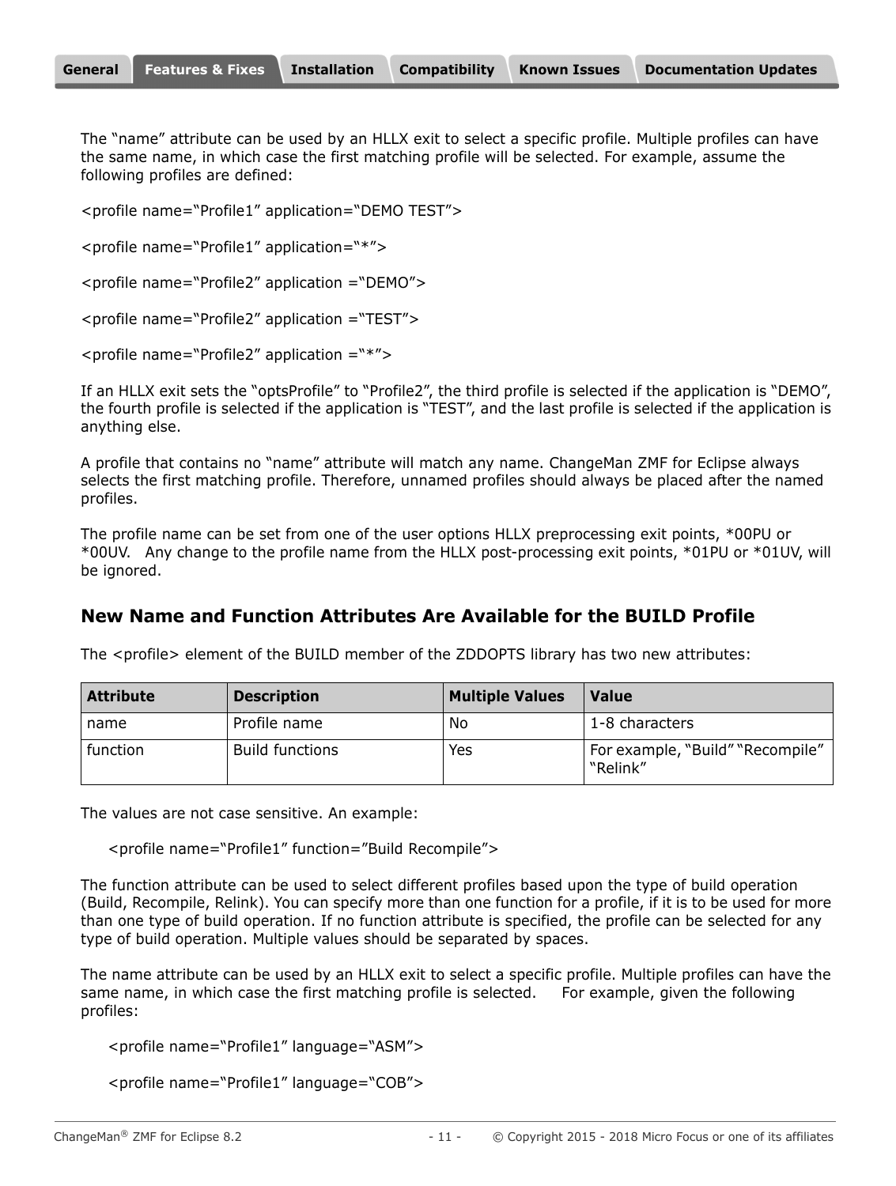The “name” attribute can be used by an HLLX exit to select a specific profile. Multiple profiles can have the same name, in which case the first matching profile will be selected. For example, assume the following profiles are defined:

<profile name=“Profile1” application=“DEMO TEST”>

<profile name=“Profile1” application=“*”>

<profile name=“Profile2” application =“DEMO”>

<profile name=“Profile2” application =“TEST”>

<profile name=“Profile2” application =“*”>

If an HLLX exit sets the “optsProfile” to “Profile2”, the third profile is selected if the application is “DEMO”, the fourth profile is selected if the application is “TEST”, and the last profile is selected if the application is anything else.

A profile that contains no “name” attribute will match any name. ChangeMan ZMF for Eclipse always selects the first matching profile. Therefore, unnamed profiles should always be placed after the named profiles.

The profile name can be set from one of the user options HLLX preprocessing exit points, *00PU or *00UV. Any change to the profile name from the HLLX post-processing exit points, *01PU or *01UV, will be ignored.

## New Name and Function Attributes Are Available for the BUILD Profile

The <profile> element of the BUILD member of the ZDDOPTS library has two new attributes:

| Attribute | Description | Multiple Values | Value |
|---|---|---|---|
| name | Profile name | No | 1-8 characters |
| function | Build functions | Yes | For example, “Build” “Recompile” “Relink” |

The values are not case sensitive. An example:

<profile name=“Profile1” function=”Build Recompile”>

The function attribute can be used to select different profiles based upon the type of build operation (Build, Recompile, Relink). You can specify more than one function for a profile, if it is to be used for more than one type of build operation. If no function attribute is specified, the profile can be selected for any type of build operation. Multiple values should be separated by spaces.

The name attribute can be used by an HLLX exit to select a specific profile. Multiple profiles can have the same name, in which case the first matching profile is selected. For example, given the following profiles:

<profile name=“Profile1” language=“ASM”>

<profile name=“Profile1” language=“COB”>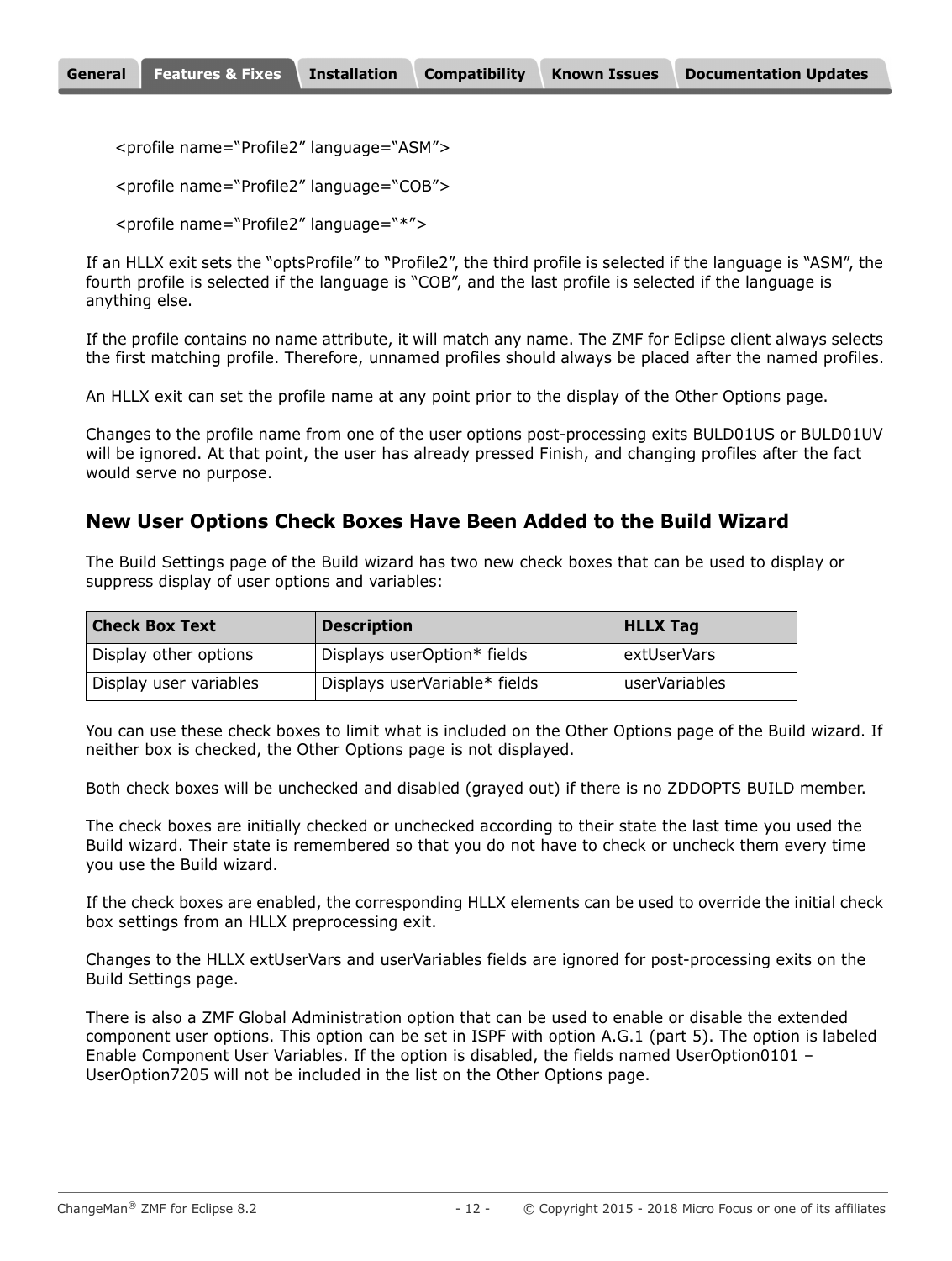<profile name="Profile2" language="ASM">

<profile name="Profile2" language="COB">

<profile name="Profile2" language="*">

If an HLLX exit sets the "optsProfile" to "Profile2", the third profile is selected if the language is "ASM", the fourth profile is selected if the language is "COB", and the last profile is selected if the language is anything else.

If the profile contains no name attribute, it will match any name. The ZMF for Eclipse client always selects the first matching profile. Therefore, unnamed profiles should always be placed after the named profiles.

An HLLX exit can set the profile name at any point prior to the display of the Other Options page.

Changes to the profile name from one of the user options post-processing exits BULD01US or BULD01UV will be ignored. At that point, the user has already pressed Finish, and changing profiles after the fact would serve no purpose.

## New User Options Check Boxes Have Been Added to the Build Wizard

The Build Settings page of the Build wizard has two new check boxes that can be used to display or suppress display of user options and variables:

| Check Box Text | Description | HLLX Tag |
| --- | --- | --- |
| Display other options | Displays userOption* fields | extUserVars |
| Display user variables | Displays userVariable* fields | userVariables |

You can use these check boxes to limit what is included on the Other Options page of the Build wizard. If neither box is checked, the Other Options page is not displayed.

Both check boxes will be unchecked and disabled (grayed out) if there is no ZDDOPTS BUILD member.

The check boxes are initially checked or unchecked according to their state the last time you used the Build wizard. Their state is remembered so that you do not have to check or uncheck them every time you use the Build wizard.

If the check boxes are enabled, the corresponding HLLX elements can be used to override the initial check box settings from an HLLX preprocessing exit.

Changes to the HLLX extUserVars and userVariables fields are ignored for post-processing exits on the Build Settings page.

There is also a ZMF Global Administration option that can be used to enable or disable the extended component user options. This option can be set in ISPF with option A.G.1 (part 5). The option is labeled Enable Component User Variables. If the option is disabled, the fields named UserOption0101 – UserOption7205 will not be included in the list on the Other Options page.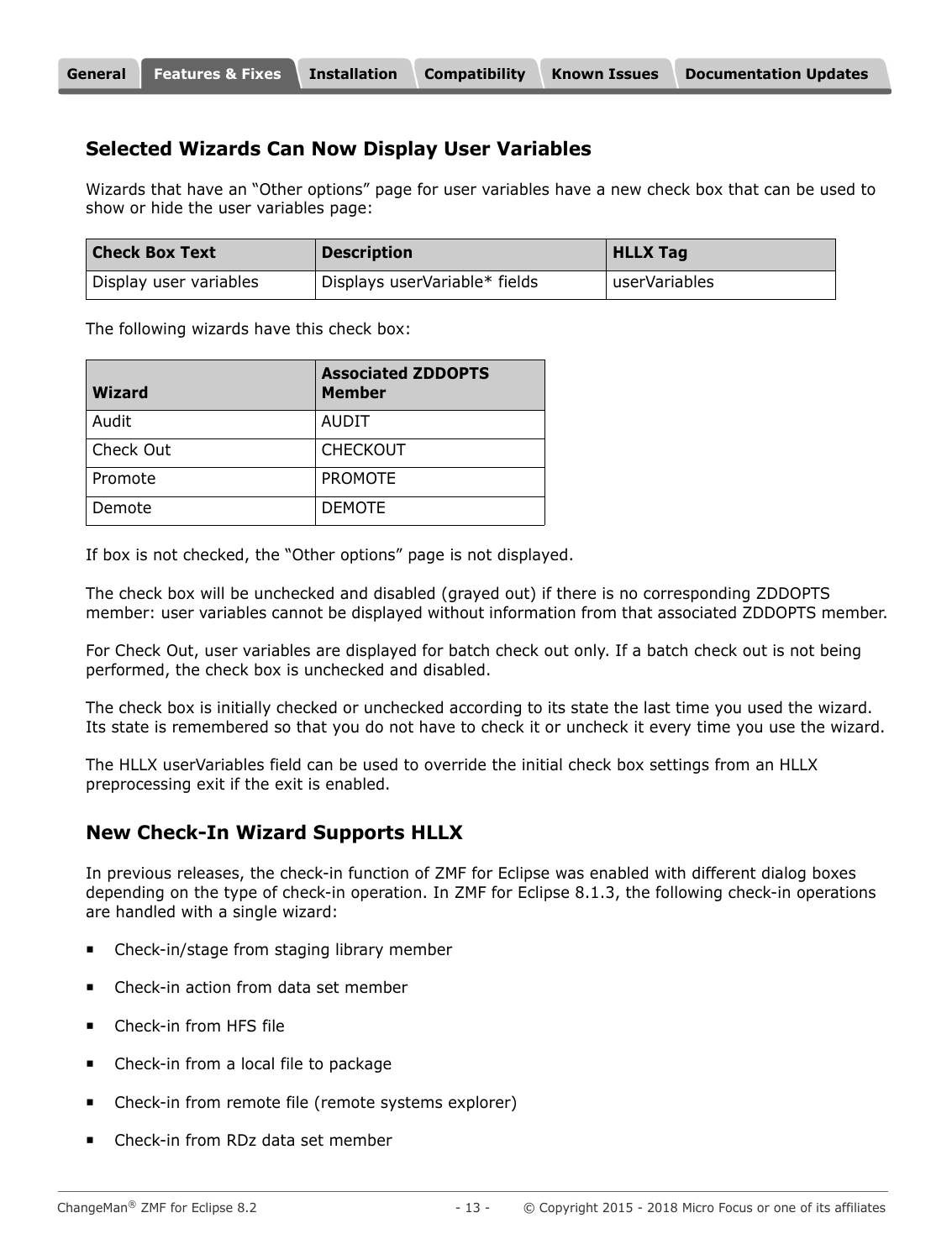## Selected Wizards Can Now Display User Variables

Wizards that have an “Other options” page for user variables have a new check box that can be used to show or hide the user variables page:

| Check Box Text | Description | HLLX Tag |
|---|---|---|
| Display user variables | Displays userVariable* fields | userVariables |

The following wizards have this check box:

| Wizard | Associated ZDDOPTS Member |
|---|---|
| Audit | AUDIT |
| Check Out | CHECKOUT |
| Promote | PROMOTE |
| Demote | DEMOTE |

If box is not checked, the “Other options” page is not displayed.

The check box will be unchecked and disabled (grayed out) if there is no corresponding ZDDOPTS member: user variables cannot be displayed without information from that associated ZDDOPTS member.

For Check Out, user variables are displayed for batch check out only. If a batch check out is not being performed, the check box is unchecked and disabled.

The check box is initially checked or unchecked according to its state the last time you used the wizard. Its state is remembered so that you do not have to check it or uncheck it every time you use the wizard.

The HLLX userVariables field can be used to override the initial check box settings from an HLLX preprocessing exit if the exit is enabled.

## New Check-In Wizard Supports HLLX

In previous releases, the check-in function of ZMF for Eclipse was enabled with different dialog boxes depending on the type of check-in operation. In ZMF for Eclipse 8.1.3, the following check-in operations are handled with a single wizard:

- Check-in/stage from staging library member
- Check-in action from data set member
- Check-in from HFS file
- Check-in from a local file to package
- Check-in from remote file (remote systems explorer)
- Check-in from RDz data set member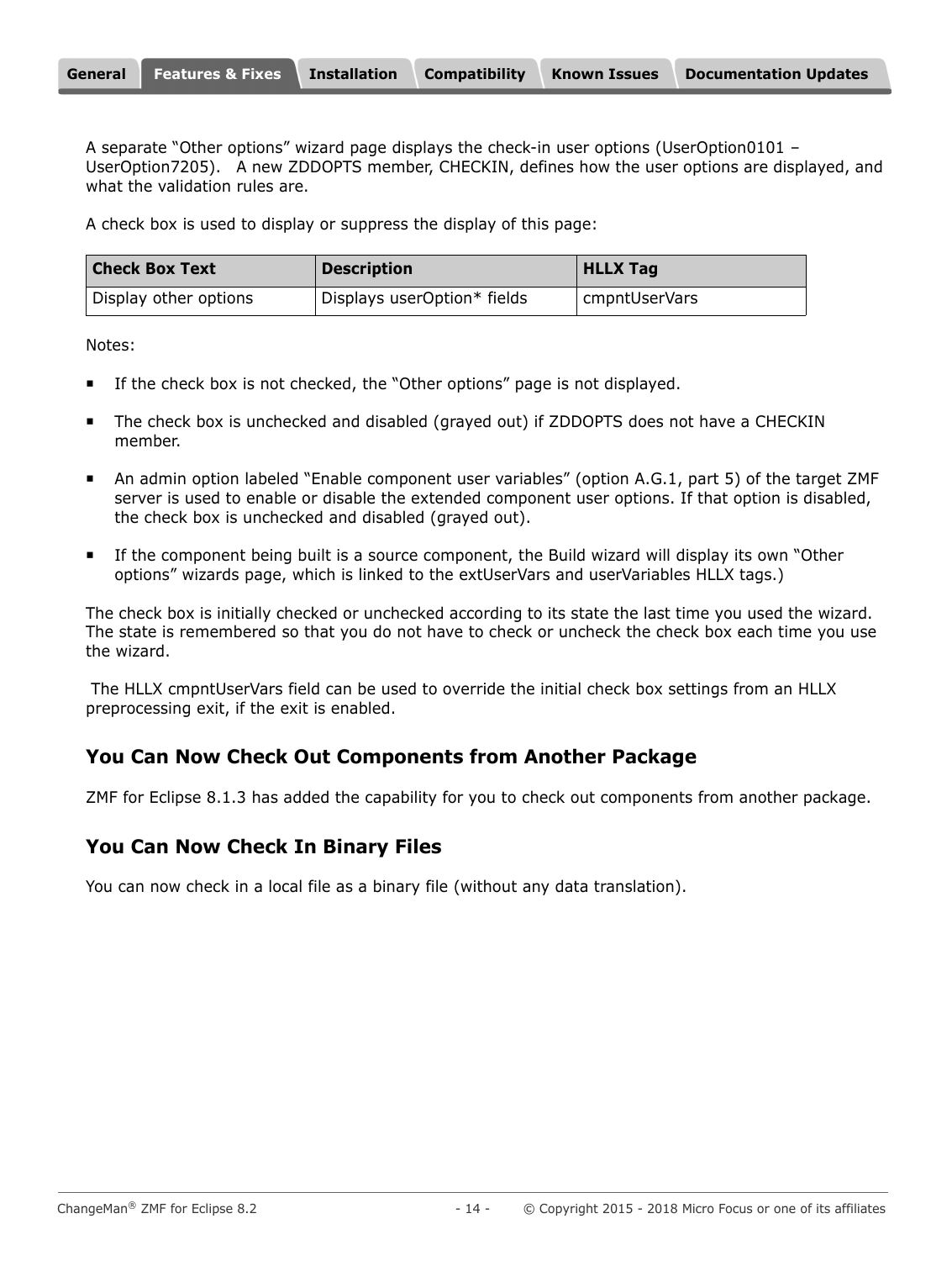A separate “Other options” wizard page displays the check-in user options (UserOption0101 – UserOption7205). A new ZDDOPTS member, CHECKIN, defines how the user options are displayed, and what the validation rules are.

A check box is used to display or suppress the display of this page:

| Check Box Text | Description | HLLX Tag |
| --- | --- | --- |
| Display other options | Displays userOption* fields | cmpntUserVars |

Notes:

- If the check box is not checked, the “Other options” page is not displayed.
- The check box is unchecked and disabled (grayed out) if ZDDOPTS does not have a CHECKIN member.
- An admin option labeled “Enable component user variables” (option A.G.1, part 5) of the target ZMF server is used to enable or disable the extended component user options. If that option is disabled, the check box is unchecked and disabled (grayed out).
- If the component being built is a source component, the Build wizard will display its own “Other options” wizards page, which is linked to the extUserVars and userVariables HLLX tags.)

The check box is initially checked or unchecked according to its state the last time you used the wizard. The state is remembered so that you do not have to check or uncheck the check box each time you use the wizard.

The HLLX cmpntUserVars field can be used to override the initial check box settings from an HLLX preprocessing exit, if the exit is enabled.

## You Can Now Check Out Components from Another Package

ZMF for Eclipse 8.1.3 has added the capability for you to check out components from another package.

## You Can Now Check In Binary Files

You can now check in a local file as a binary file (without any data translation).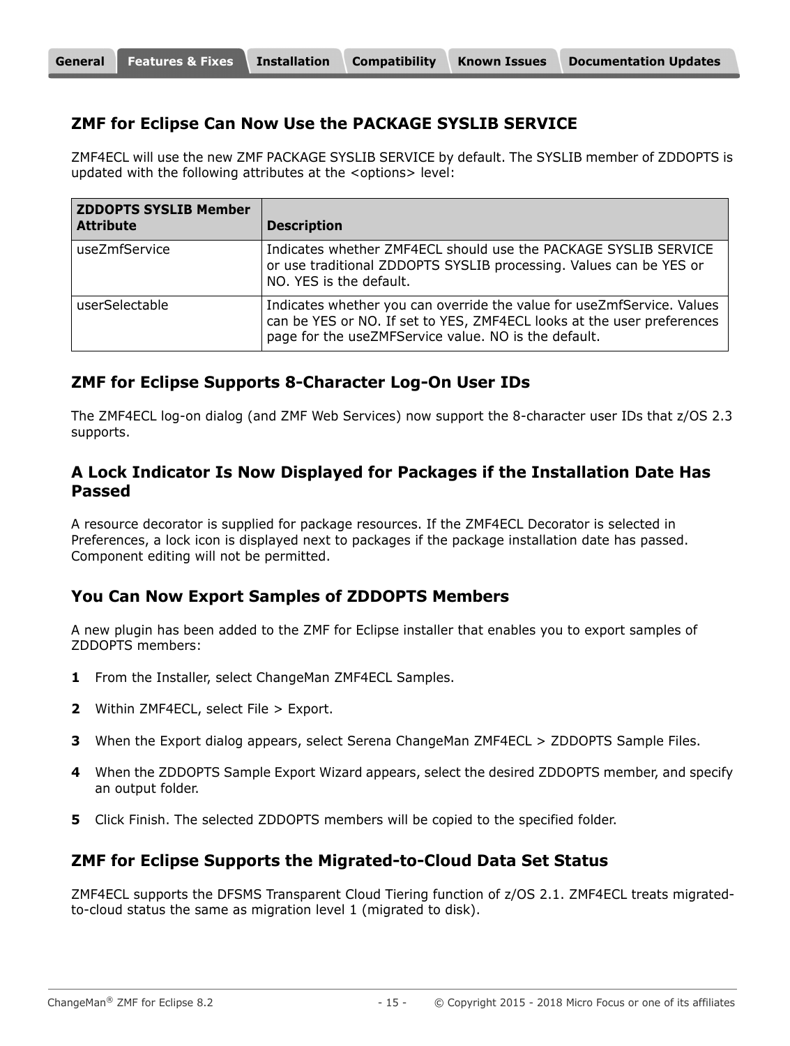## ZMF for Eclipse Can Now Use the PACKAGE SYSLIB SERVICE

ZMF4ECL will use the new ZMF PACKAGE SYSLIB SERVICE by default. The SYSLIB member of ZDDOPTS is updated with the following attributes at the <options> level:

| ZDDOPTS SYSLIB Member Attribute | Description |
|---|---|
| useZmfService | Indicates whether ZMF4ECL should use the PACKAGE SYSLIB SERVICE or use traditional ZDDOPTS SYSLIB processing. Values can be YES or NO. YES is the default. |
| userSelectable | Indicates whether you can override the value for useZmfService. Values can be YES or NO. If set to YES, ZMF4ECL looks at the user preferences page for the useZMFService value. NO is the default. |

## ZMF for Eclipse Supports 8-Character Log-On User IDs

The ZMF4ECL log-on dialog (and ZMF Web Services) now support the 8-character user IDs that z/OS 2.3 supports.

## A Lock Indicator Is Now Displayed for Packages if the Installation Date Has Passed

A resource decorator is supplied for package resources. If the ZMF4ECL Decorator is selected in Preferences, a lock icon is displayed next to packages if the package installation date has passed. Component editing will not be permitted.

## You Can Now Export Samples of ZDDOPTS Members

A new plugin has been added to the ZMF for Eclipse installer that enables you to export samples of ZDDOPTS members:

1. From the Installer, select ChangeMan ZMF4ECL Samples.
2. Within ZMF4ECL, select File > Export.
3. When the Export dialog appears, select Serena ChangeMan ZMF4ECL > ZDDOPTS Sample Files.
4. When the ZDDOPTS Sample Export Wizard appears, select the desired ZDDOPTS member, and specify an output folder.
5. Click Finish. The selected ZDDOPTS members will be copied to the specified folder.

## ZMF for Eclipse Supports the Migrated-to-Cloud Data Set Status

ZMF4ECL supports the DFSMS Transparent Cloud Tiering function of z/OS 2.1. ZMF4ECL treats migrated-to-cloud status the same as migration level 1 (migrated to disk).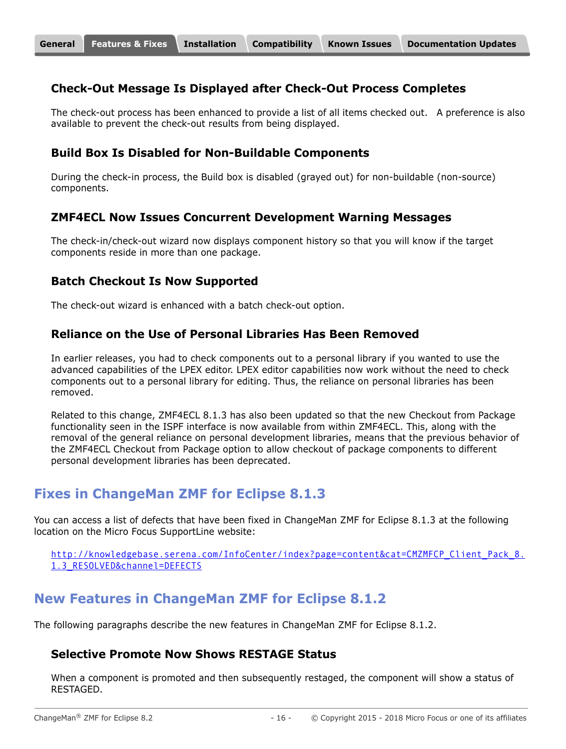### Check-Out Message Is Displayed after Check-Out Process Completes

The check-out process has been enhanced to provide a list of all items checked out. A preference is also available to prevent the check-out results from being displayed.

### Build Box Is Disabled for Non-Buildable Components

During the check-in process, the Build box is disabled (grayed out) for non-buildable (non-source) components.

### ZMF4ECL Now Issues Concurrent Development Warning Messages

The check-in/check-out wizard now displays component history so that you will know if the target components reside in more than one package.

### Batch Checkout Is Now Supported

The check-out wizard is enhanced with a batch check-out option.

### Reliance on the Use of Personal Libraries Has Been Removed

In earlier releases, you had to check components out to a personal library if you wanted to use the advanced capabilities of the LPEX editor. LPEX editor capabilities now work without the need to check components out to a personal library for editing. Thus, the reliance on personal libraries has been removed.

Related to this change, ZMF4ECL 8.1.3 has also been updated so that the new Checkout from Package functionality seen in the ISPF interface is now available from within ZMF4ECL. This, along with the removal of the general reliance on personal development libraries, means that the previous behavior of the ZMF4ECL Checkout from Package option to allow checkout of package components to different personal development libraries has been deprecated.

## Fixes in ChangeMan ZMF for Eclipse 8.1.3

You can access a list of defects that have been fixed in ChangeMan ZMF for Eclipse 8.1.3 at the following location on the Micro Focus SupportLine website:

http://knowledgebase.serena.com/InfoCenter/index?page=content&cat=CMZMFCP_Client_Pack_8.1.3_RESOLVED&channel=DEFECTS

## New Features in ChangeMan ZMF for Eclipse 8.1.2

The following paragraphs describe the new features in ChangeMan ZMF for Eclipse 8.1.2.

### Selective Promote Now Shows RESTAGE Status

When a component is promoted and then subsequently restaged, the component will show a status of RESTAGED.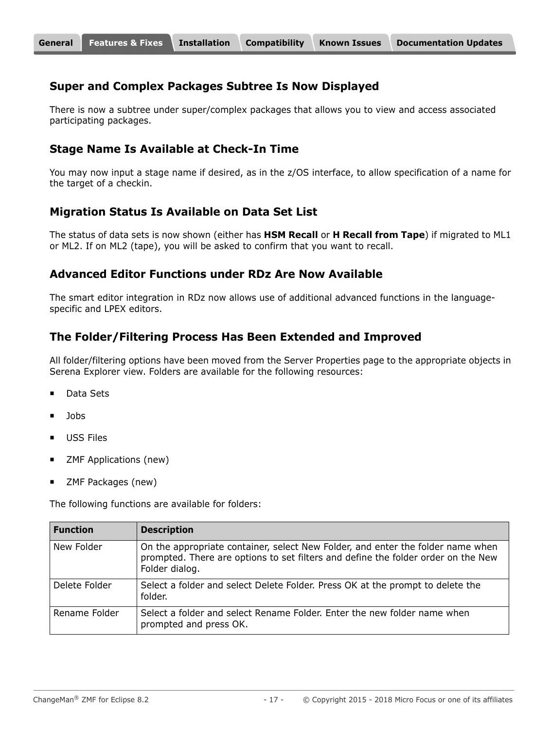## Super and Complex Packages Subtree Is Now Displayed

There is now a subtree under super/complex packages that allows you to view and access associated participating packages.

## Stage Name Is Available at Check-In Time

You may now input a stage name if desired, as in the z/OS interface, to allow specification of a name for the target of a checkin.

## Migration Status Is Available on Data Set List

The status of data sets is now shown (either has **HSM Recall** or **H Recall from Tape**) if migrated to ML1 or ML2. If on ML2 (tape), you will be asked to confirm that you want to recall.

## Advanced Editor Functions under RDz Are Now Available

The smart editor integration in RDz now allows use of additional advanced functions in the language-specific and LPEX editors.

## The Folder/Filtering Process Has Been Extended and Improved

All folder/filtering options have been moved from the Server Properties page to the appropriate objects in Serena Explorer view. Folders are available for the following resources:

- Data Sets
- Jobs
- USS Files
- ZMF Applications (new)
- ZMF Packages (new)

The following functions are available for folders:

| Function | Description |
|---|---|
| New Folder | On the appropriate container, select New Folder, and enter the folder name when prompted. There are options to set filters and define the folder order on the New Folder dialog. |
| Delete Folder | Select a folder and select Delete Folder. Press OK at the prompt to delete the folder. |
| Rename Folder | Select a folder and select Rename Folder. Enter the new folder name when prompted and press OK. |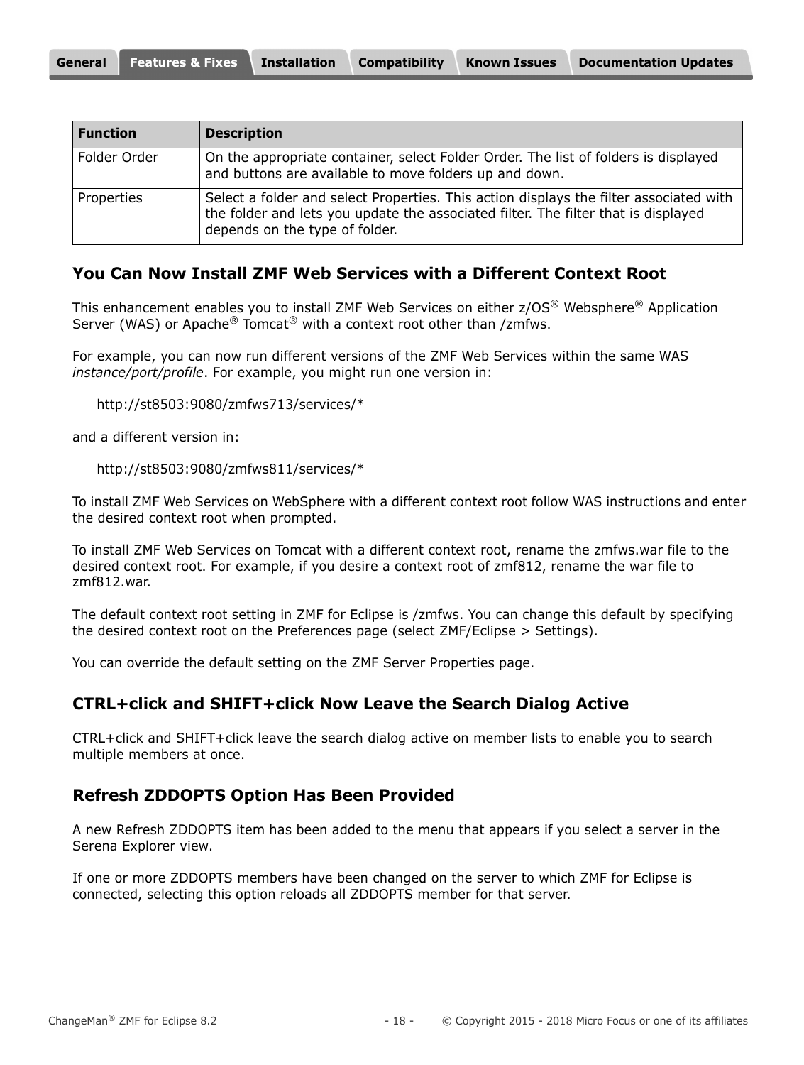| Function | Description |
|---|---|
| Folder Order | On the appropriate container, select Folder Order. The list of folders is displayed and buttons are available to move folders up and down. |
| Properties | Select a folder and select Properties. This action displays the filter associated with the folder and lets you update the associated filter. The filter that is displayed depends on the type of folder. |

## You Can Now Install ZMF Web Services with a Different Context Root

This enhancement enables you to install ZMF Web Services on either z/OS® Websphere® Application Server (WAS) or Apache® Tomcat® with a context root other than /zmfws.

For example, you can now run different versions of the ZMF Web Services within the same WAS *instance/port/profile*. For example, you might run one version in:

http://st8503:9080/zmfws713/services/*

and a different version in:

http://st8503:9080/zmfws811/services/*

To install ZMF Web Services on WebSphere with a different context root follow WAS instructions and enter the desired context root when prompted.

To install ZMF Web Services on Tomcat with a different context root, rename the zmfws.war file to the desired context root. For example, if you desire a context root of zmf812, rename the war file to zmf812.war.

The default context root setting in ZMF for Eclipse is /zmfws. You can change this default by specifying the desired context root on the Preferences page (select ZMF/Eclipse > Settings).

You can override the default setting on the ZMF Server Properties page.

## CTRL+click and SHIFT+click Now Leave the Search Dialog Active

CTRL+click and SHIFT+click leave the search dialog active on member lists to enable you to search multiple members at once.

## Refresh ZDDOPTS Option Has Been Provided

A new Refresh ZDDOPTS item has been added to the menu that appears if you select a server in the Serena Explorer view.

If one or more ZDDOPTS members have been changed on the server to which ZMF for Eclipse is connected, selecting this option reloads all ZDDOPTS member for that server.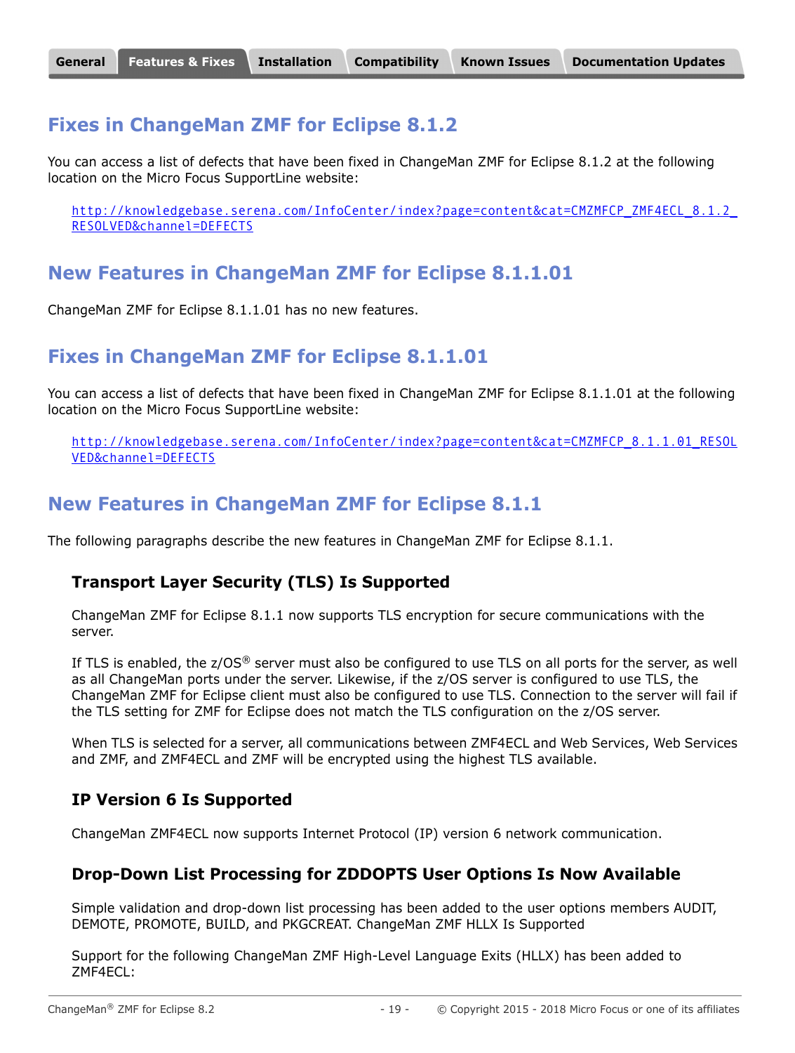# Fixes in ChangeMan ZMF for Eclipse 8.1.2

You can access a list of defects that have been fixed in ChangeMan ZMF for Eclipse 8.1.2 at the following location on the Micro Focus SupportLine website:

http://knowledgebase.serena.com/InfoCenter/index?page=content&cat=CMZMFCP_ZMF4ECL_8.1.2_RESOLVED&channel=DEFECTS

# New Features in ChangeMan ZMF for Eclipse 8.1.1.01

ChangeMan ZMF for Eclipse 8.1.1.01 has no new features.

# Fixes in ChangeMan ZMF for Eclipse 8.1.1.01

You can access a list of defects that have been fixed in ChangeMan ZMF for Eclipse 8.1.1.01 at the following location on the Micro Focus SupportLine website:

http://knowledgebase.serena.com/InfoCenter/index?page=content&cat=CMZMFCP_8.1.1.01_RESOLVED&channel=DEFECTS

# New Features in ChangeMan ZMF for Eclipse 8.1.1

The following paragraphs describe the new features in ChangeMan ZMF for Eclipse 8.1.1.

## Transport Layer Security (TLS) Is Supported

ChangeMan ZMF for Eclipse 8.1.1 now supports TLS encryption for secure communications with the server.

If TLS is enabled, the z/OS® server must also be configured to use TLS on all ports for the server, as well as all ChangeMan ports under the server. Likewise, if the z/OS server is configured to use TLS, the ChangeMan ZMF for Eclipse client must also be configured to use TLS. Connection to the server will fail if the TLS setting for ZMF for Eclipse does not match the TLS configuration on the z/OS server.

When TLS is selected for a server, all communications between ZMF4ECL and Web Services, Web Services and ZMF, and ZMF4ECL and ZMF will be encrypted using the highest TLS available.

## IP Version 6 Is Supported

ChangeMan ZMF4ECL now supports Internet Protocol (IP) version 6 network communication.

## Drop-Down List Processing for ZDDOPTS User Options Is Now Available

Simple validation and drop-down list processing has been added to the user options members AUDIT, DEMOTE, PROMOTE, BUILD, and PKGCREAT. ChangeMan ZMF HLLX Is Supported

Support for the following ChangeMan ZMF High-Level Language Exits (HLLX) has been added to ZMF4ECL: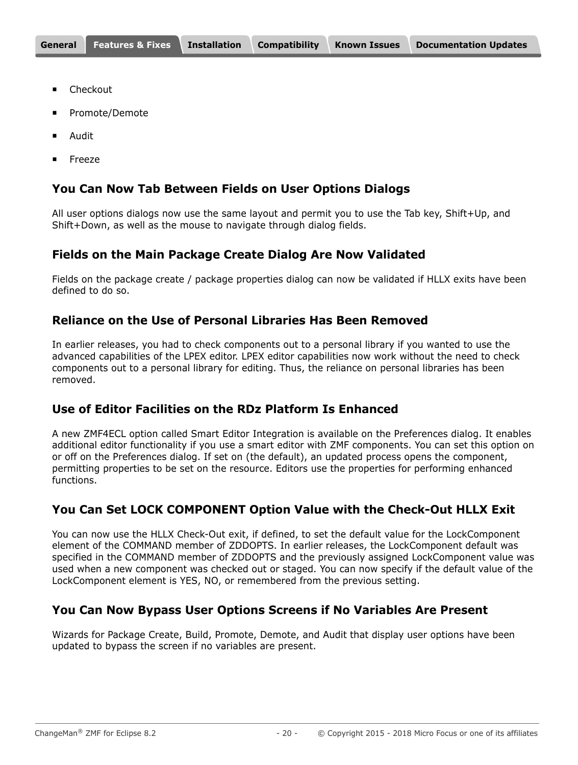- Checkout
- Promote/Demote
- Audit
- Freeze

### You Can Now Tab Between Fields on User Options Dialogs

All user options dialogs now use the same layout and permit you to use the Tab key, Shift+Up, and Shift+Down, as well as the mouse to navigate through dialog fields.

### Fields on the Main Package Create Dialog Are Now Validated

Fields on the package create / package properties dialog can now be validated if HLLX exits have been defined to do so.

### Reliance on the Use of Personal Libraries Has Been Removed

In earlier releases, you had to check components out to a personal library if you wanted to use the advanced capabilities of the LPEX editor. LPEX editor capabilities now work without the need to check components out to a personal library for editing. Thus, the reliance on personal libraries has been removed.

### Use of Editor Facilities on the RDz Platform Is Enhanced

A new ZMF4ECL option called Smart Editor Integration is available on the Preferences dialog. It enables additional editor functionality if you use a smart editor with ZMF components. You can set this option on or off on the Preferences dialog. If set on (the default), an updated process opens the component, permitting properties to be set on the resource. Editors use the properties for performing enhanced functions.

### You Can Set LOCK COMPONENT Option Value with the Check-Out HLLX Exit

You can now use the HLLX Check-Out exit, if defined, to set the default value for the LockComponent element of the COMMAND member of ZDDOPTS. In earlier releases, the LockComponent default was specified in the COMMAND member of ZDDOPTS and the previously assigned LockComponent value was used when a new component was checked out or staged. You can now specify if the default value of the LockComponent element is YES, NO, or remembered from the previous setting.

### You Can Now Bypass User Options Screens if No Variables Are Present

Wizards for Package Create, Build, Promote, Demote, and Audit that display user options have been updated to bypass the screen if no variables are present.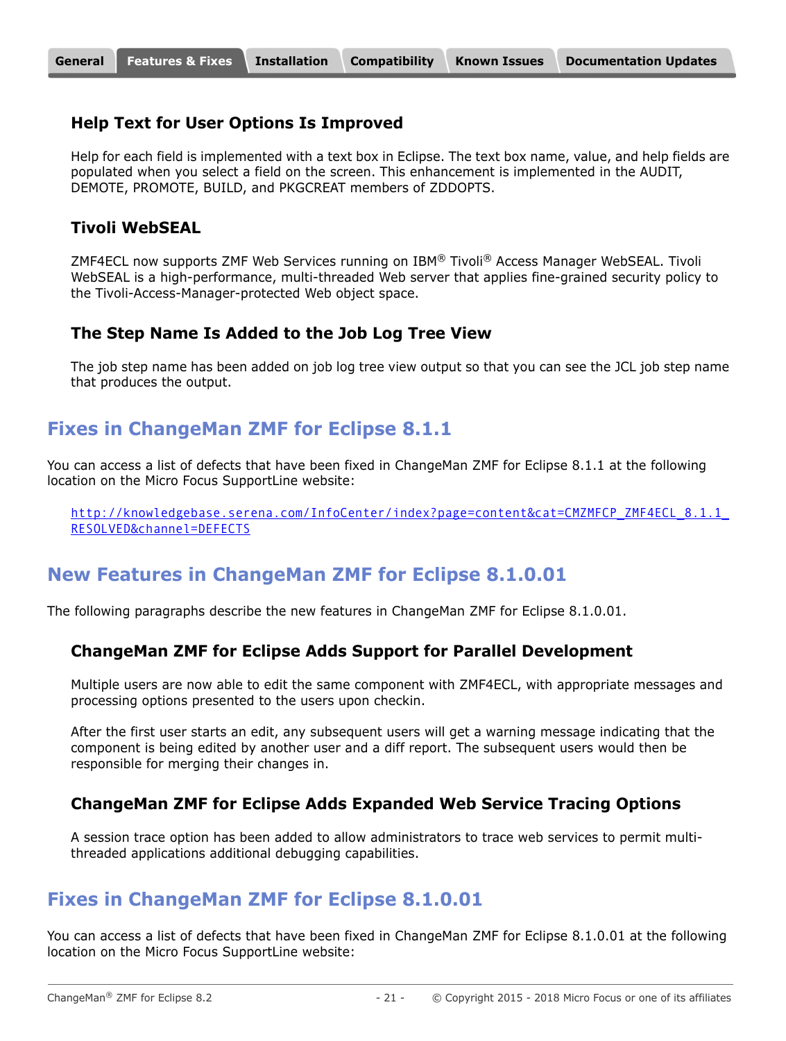### Help Text for User Options Is Improved

Help for each field is implemented with a text box in Eclipse. The text box name, value, and help fields are populated when you select a field on the screen. This enhancement is implemented in the AUDIT, DEMOTE, PROMOTE, BUILD, and PKGCREAT members of ZDDOPTS.

### Tivoli WebSEAL

ZMF4ECL now supports ZMF Web Services running on IBM® Tivoli® Access Manager WebSEAL. Tivoli WebSEAL is a high-performance, multi-threaded Web server that applies fine-grained security policy to the Tivoli-Access-Manager-protected Web object space.

### The Step Name Is Added to the Job Log Tree View

The job step name has been added on job log tree view output so that you can see the JCL job step name that produces the output.

## Fixes in ChangeMan ZMF for Eclipse 8.1.1

You can access a list of defects that have been fixed in ChangeMan ZMF for Eclipse 8.1.1 at the following location on the Micro Focus SupportLine website:

http://knowledgebase.serena.com/InfoCenter/index?page=content&cat=CMZMFCP_ZMF4ECL_8.1.1_RESOLVED&channel=DEFECTS

## New Features in ChangeMan ZMF for Eclipse 8.1.0.01

The following paragraphs describe the new features in ChangeMan ZMF for Eclipse 8.1.0.01.

### ChangeMan ZMF for Eclipse Adds Support for Parallel Development

Multiple users are now able to edit the same component with ZMF4ECL, with appropriate messages and processing options presented to the users upon checkin.

After the first user starts an edit, any subsequent users will get a warning message indicating that the component is being edited by another user and a diff report. The subsequent users would then be responsible for merging their changes in.

### ChangeMan ZMF for Eclipse Adds Expanded Web Service Tracing Options

A session trace option has been added to allow administrators to trace web services to permit multi-threaded applications additional debugging capabilities.

## Fixes in ChangeMan ZMF for Eclipse 8.1.0.01

You can access a list of defects that have been fixed in ChangeMan ZMF for Eclipse 8.1.0.01 at the following location on the Micro Focus SupportLine website: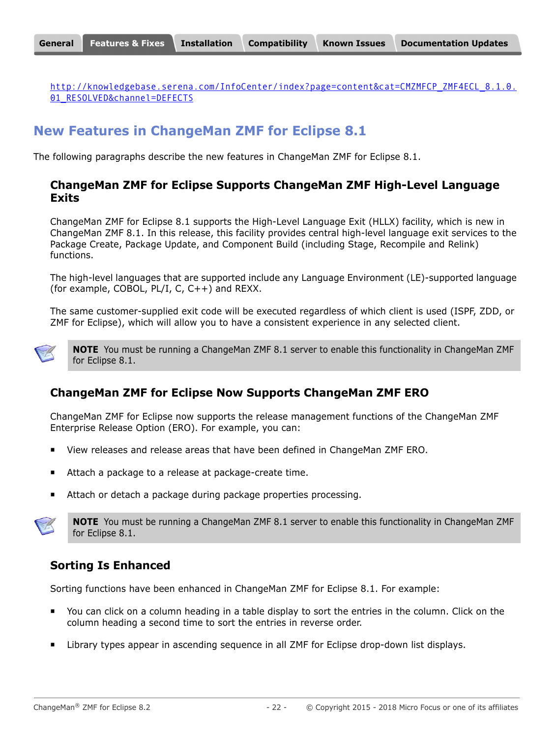http://knowledgebase.serena.com/InfoCenter/index?page=content&cat=CMZMFCP_ZMF4ECL_8.1.0.01_RESOLVED&channel=DEFECTS

## New Features in ChangeMan ZMF for Eclipse 8.1

The following paragraphs describe the new features in ChangeMan ZMF for Eclipse 8.1.

### ChangeMan ZMF for Eclipse Supports ChangeMan ZMF High-Level Language Exits

ChangeMan ZMF for Eclipse 8.1 supports the High-Level Language Exit (HLLX) facility, which is new in ChangeMan ZMF 8.1. In this release, this facility provides central high-level language exit services to the Package Create, Package Update, and Component Build (including Stage, Recompile and Relink) functions.

The high-level languages that are supported include any Language Environment (LE)-supported language (for example, COBOL, PL/I, C, C++) and REXX.

The same customer-supplied exit code will be executed regardless of which client is used (ISPF, ZDD, or ZMF for Eclipse), which will allow you to have a consistent experience in any selected client.

> **NOTE** You must be running a ChangeMan ZMF 8.1 server to enable this functionality in ChangeMan ZMF for Eclipse 8.1.

### ChangeMan ZMF for Eclipse Now Supports ChangeMan ZMF ERO

ChangeMan ZMF for Eclipse now supports the release management functions of the ChangeMan ZMF Enterprise Release Option (ERO). For example, you can:

- View releases and release areas that have been defined in ChangeMan ZMF ERO.
- Attach a package to a release at package-create time.
- Attach or detach a package during package properties processing.

> **NOTE** You must be running a ChangeMan ZMF 8.1 server to enable this functionality in ChangeMan ZMF for Eclipse 8.1.

### Sorting Is Enhanced

Sorting functions have been enhanced in ChangeMan ZMF for Eclipse 8.1. For example:

- You can click on a column heading in a table display to sort the entries in the column. Click on the column heading a second time to sort the entries in reverse order.
- Library types appear in ascending sequence in all ZMF for Eclipse drop-down list displays.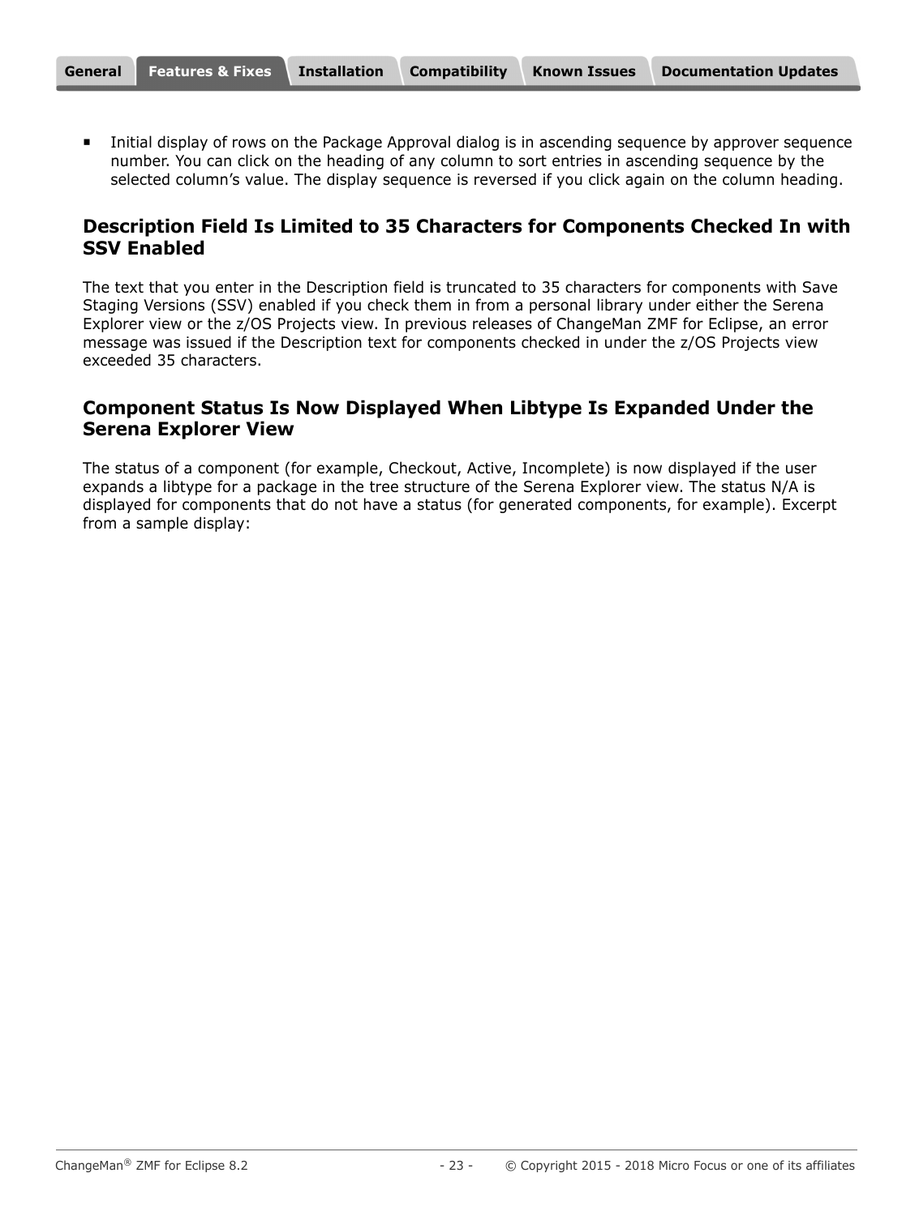- Initial display of rows on the Package Approval dialog is in ascending sequence by approver sequence number. You can click on the heading of any column to sort entries in ascending sequence by the selected column's value. The display sequence is reversed if you click again on the column heading.

## Description Field Is Limited to 35 Characters for Components Checked In with SSV Enabled

The text that you enter in the Description field is truncated to 35 characters for components with Save Staging Versions (SSV) enabled if you check them in from a personal library under either the Serena Explorer view or the z/OS Projects view. In previous releases of ChangeMan ZMF for Eclipse, an error message was issued if the Description text for components checked in under the z/OS Projects view exceeded 35 characters.

## Component Status Is Now Displayed When Libtype Is Expanded Under the Serena Explorer View

The status of a component (for example, Checkout, Active, Incomplete) is now displayed if the user expands a libtype for a package in the tree structure of the Serena Explorer view. The status N/A is displayed for components that do not have a status (for generated components, for example). Excerpt from a sample display: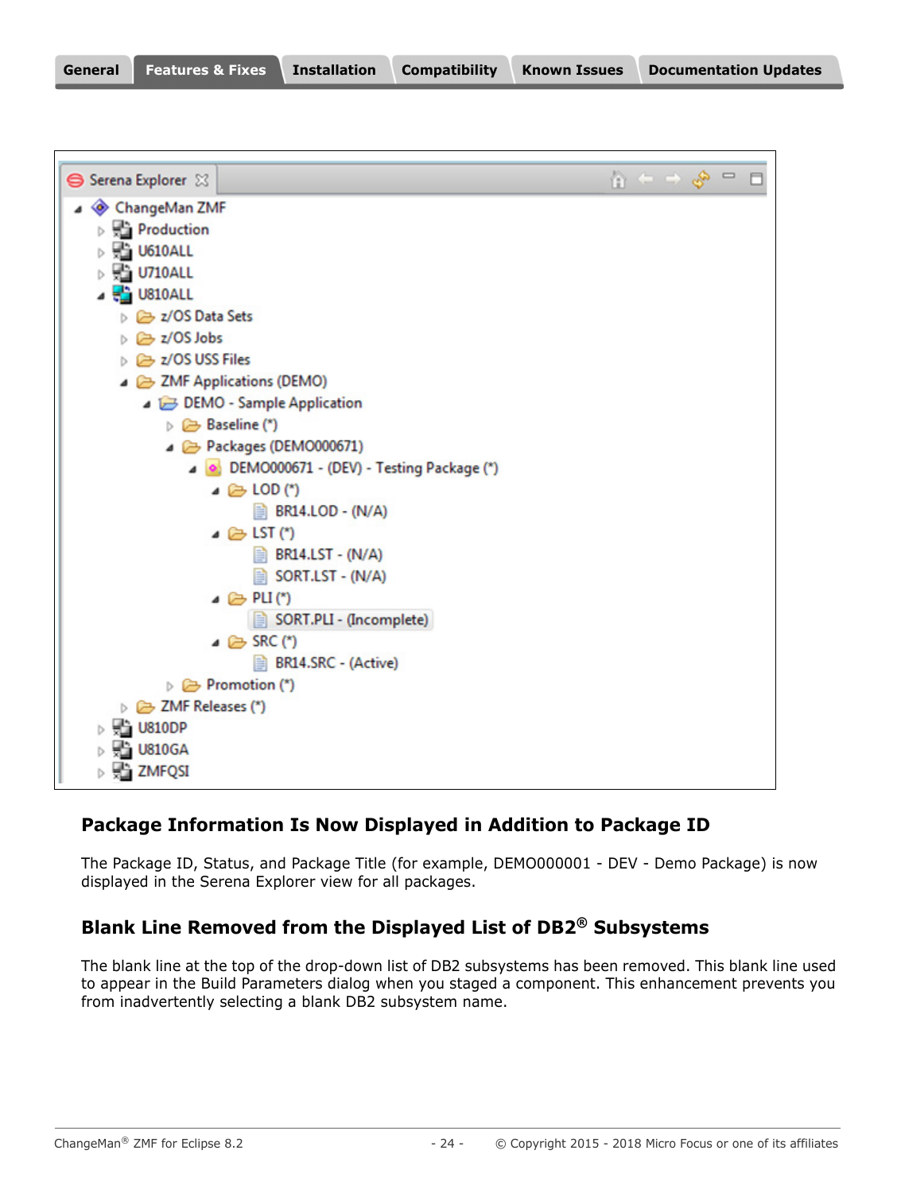## Package Information Is Now Displayed in Addition to Package ID

The Package ID, Status, and Package Title (for example, DEMO000001 - DEV - Demo Package) is now displayed in the Serena Explorer view for all packages.

## Blank Line Removed from the Displayed List of DB2® Subsystems

The blank line at the top of the drop-down list of DB2 subsystems has been removed. This blank line used to appear in the Build Parameters dialog when you staged a component. This enhancement prevents you from inadvertently selecting a blank DB2 subsystem name.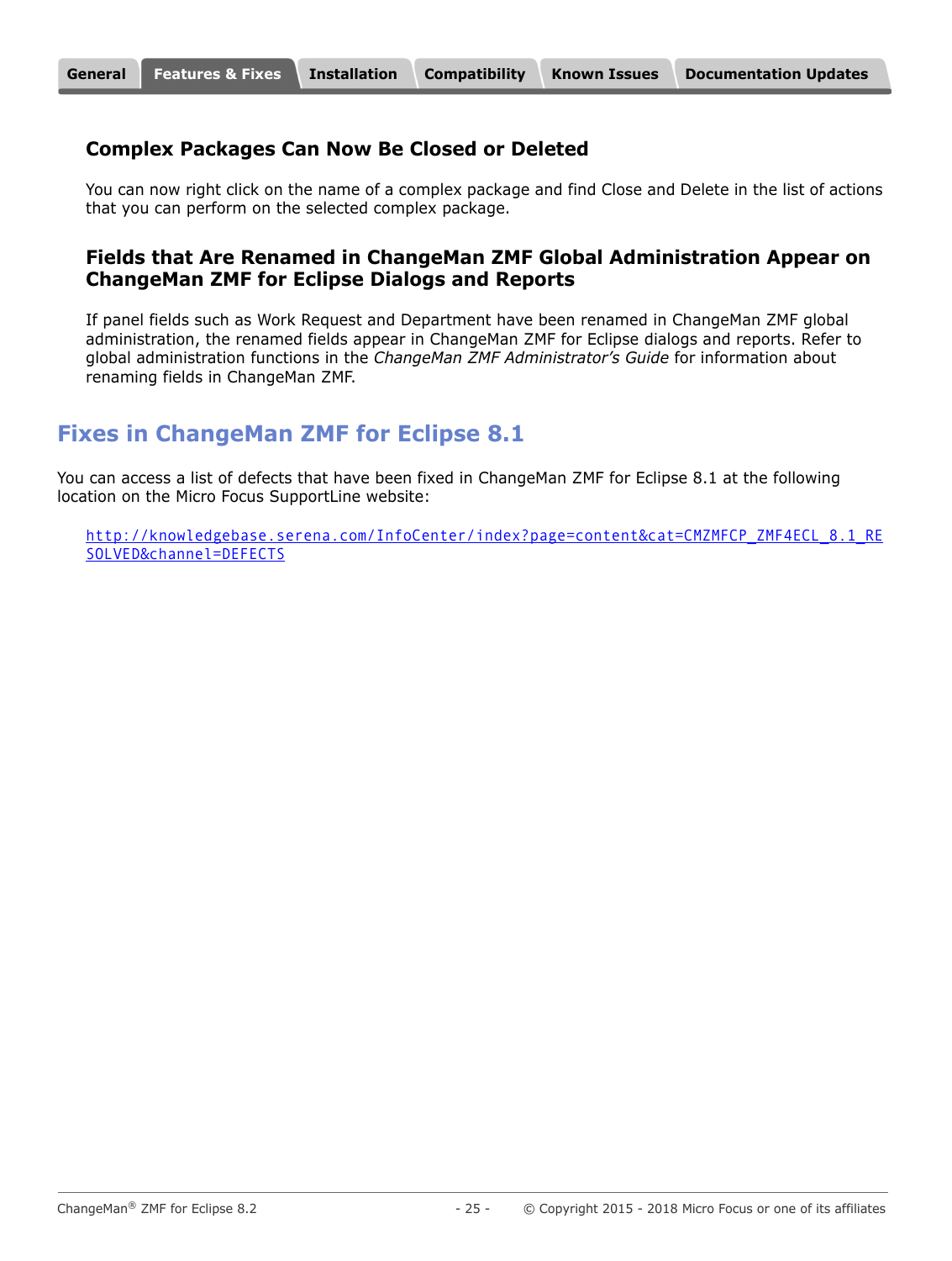### Complex Packages Can Now Be Closed or Deleted

You can now right click on the name of a complex package and find Close and Delete in the list of actions that you can perform on the selected complex package.

### Fields that Are Renamed in ChangeMan ZMF Global Administration Appear on ChangeMan ZMF for Eclipse Dialogs and Reports

If panel fields such as Work Request and Department have been renamed in ChangeMan ZMF global administration, the renamed fields appear in ChangeMan ZMF for Eclipse dialogs and reports. Refer to global administration functions in the *ChangeMan ZMF Administrator's Guide* for information about renaming fields in ChangeMan ZMF.

## Fixes in ChangeMan ZMF for Eclipse 8.1

You can access a list of defects that have been fixed in ChangeMan ZMF for Eclipse 8.1 at the following location on the Micro Focus SupportLine website:

http://knowledgebase.serena.com/InfoCenter/index?page=content&cat=CMZMFCP_ZMF4ECL_8.1_RESOLVED&channel=DEFECTS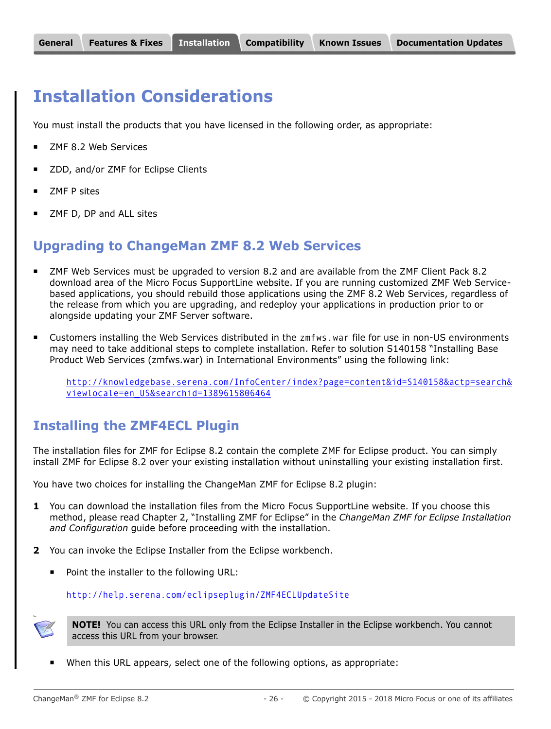General | Features & Fixes | Installation | Compatibility | Known Issues | Documentation Updates

# Installation Considerations

You must install the products that you have licensed in the following order, as appropriate:

- ZMF 8.2 Web Services
- ZDD, and/or ZMF for Eclipse Clients
- ZMF P sites
- ZMF D, DP and ALL sites

## Upgrading to ChangeMan ZMF 8.2 Web Services

- ZMF Web Services must be upgraded to version 8.2 and are available from the ZMF Client Pack 8.2 download area of the Micro Focus SupportLine website. If you are running customized ZMF Web Service-based applications, you should rebuild those applications using the ZMF 8.2 Web Services, regardless of the release from which you are upgrading, and redeploy your applications in production prior to or alongside updating your ZMF Server software.
- Customers installing the Web Services distributed in the `zmfws.war` file for use in non-US environments may need to take additional steps to complete installation. Refer to solution S140158 "Installing Base Product Web Services (zmfws.war) in International Environments" using the following link:

  http://knowledgebase.serena.com/InfoCenter/index?page=content&id=S140158&actp=search&viewlocale=en_US&searchid=1389615806464

## Installing the ZMF4ECL Plugin

The installation files for ZMF for Eclipse 8.2 contain the complete ZMF for Eclipse product. You can simply install ZMF for Eclipse 8.2 over your existing installation without uninstalling your existing installation first.

You have two choices for installing the ChangeMan ZMF for Eclipse 8.2 plugin:

1. You can download the installation files from the Micro Focus SupportLine website. If you choose this method, please read Chapter 2, "Installing ZMF for Eclipse" in the *ChangeMan ZMF for Eclipse Installation and Configuration* guide before proceeding with the installation.
2. You can invoke the Eclipse Installer from the Eclipse workbench.
   - Point the installer to the following URL:

     http://help.serena.com/eclipseplugin/ZMF4ECLUpdateSite

     **NOTE!** You can access this URL only from the Eclipse Installer in the Eclipse workbench. You cannot access this URL from your browser.

   - When this URL appears, select one of the following options, as appropriate: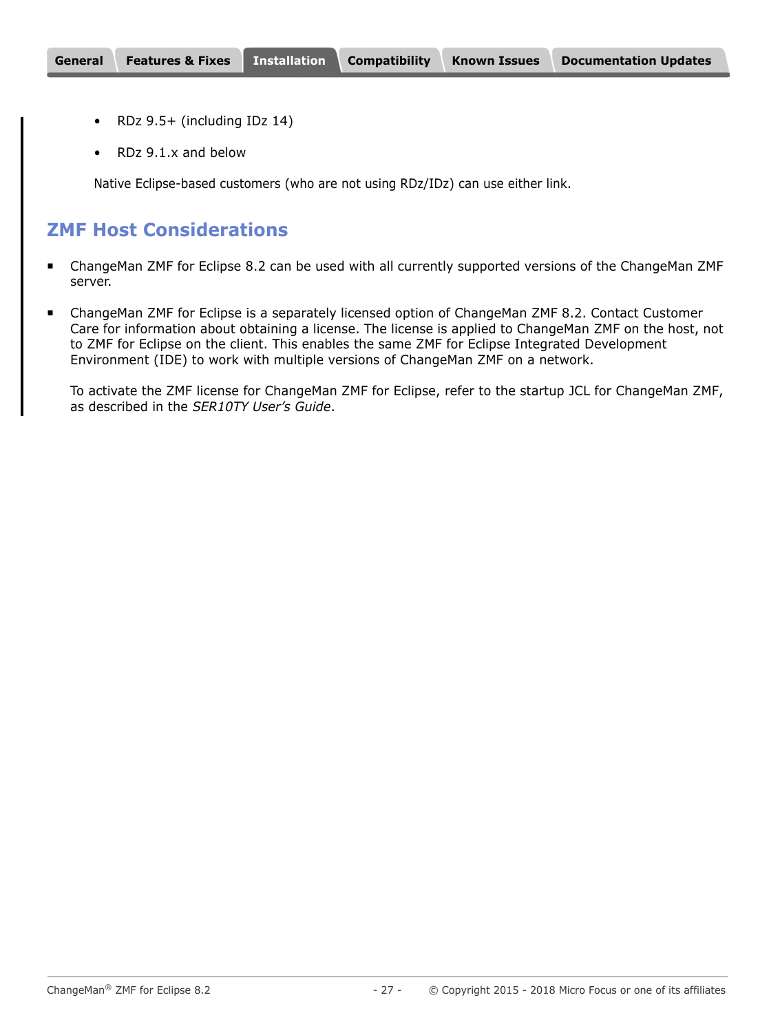- RDz 9.5+ (including IDz 14)
- RDz 9.1.x and below

Native Eclipse-based customers (who are not using RDz/IDz) can use either link.

## ZMF Host Considerations

- ChangeMan ZMF for Eclipse 8.2 can be used with all currently supported versions of the ChangeMan ZMF server.
- ChangeMan ZMF for Eclipse is a separately licensed option of ChangeMan ZMF 8.2. Contact Customer Care for information about obtaining a license. The license is applied to ChangeMan ZMF on the host, not to ZMF for Eclipse on the client. This enables the same ZMF for Eclipse Integrated Development Environment (IDE) to work with multiple versions of ChangeMan ZMF on a network.

  To activate the ZMF license for ChangeMan ZMF for Eclipse, refer to the startup JCL for ChangeMan ZMF, as described in the *SER10TY User's Guide*.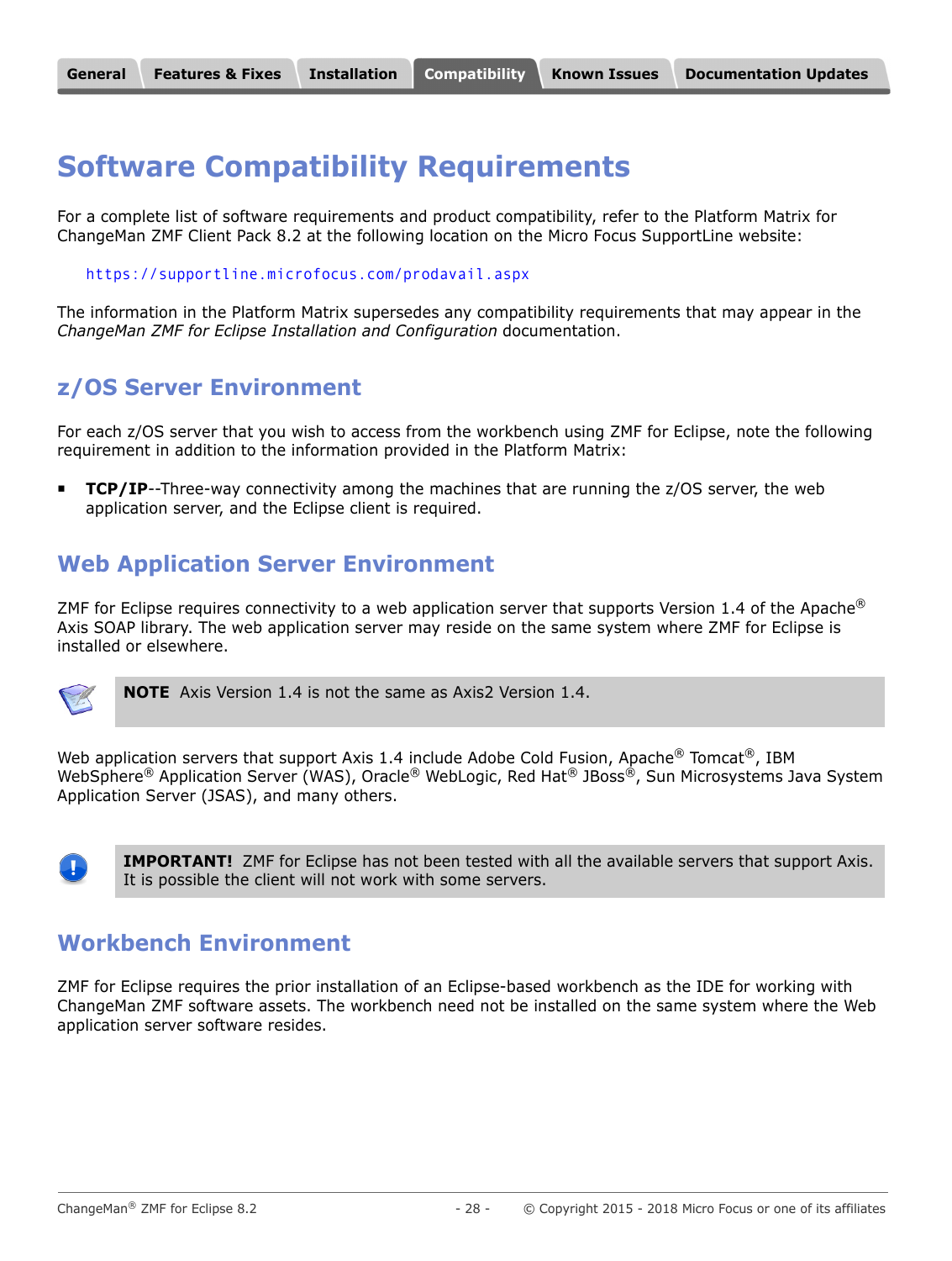# Software Compatibility Requirements

For a complete list of software requirements and product compatibility, refer to the Platform Matrix for ChangeMan ZMF Client Pack 8.2 at the following location on the Micro Focus SupportLine website:

https://supportline.microfocus.com/prodavail.aspx

The information in the Platform Matrix supersedes any compatibility requirements that may appear in the *ChangeMan ZMF for Eclipse Installation and Configuration* documentation.

## z/OS Server Environment

For each z/OS server that you wish to access from the workbench using ZMF for Eclipse, note the following requirement in addition to the information provided in the Platform Matrix:

- **TCP/IP**--Three-way connectivity among the machines that are running the z/OS server, the web application server, and the Eclipse client is required.

## Web Application Server Environment

ZMF for Eclipse requires connectivity to a web application server that supports Version 1.4 of the Apache® Axis SOAP library. The web application server may reside on the same system where ZMF for Eclipse is installed or elsewhere.

> **NOTE** Axis Version 1.4 is not the same as Axis2 Version 1.4.

Web application servers that support Axis 1.4 include Adobe Cold Fusion, Apache® Tomcat®, IBM WebSphere® Application Server (WAS), Oracle® WebLogic, Red Hat® JBoss®, Sun Microsystems Java System Application Server (JSAS), and many others.

> **IMPORTANT!** ZMF for Eclipse has not been tested with all the available servers that support Axis. It is possible the client will not work with some servers.

## Workbench Environment

ZMF for Eclipse requires the prior installation of an Eclipse-based workbench as the IDE for working with ChangeMan ZMF software assets. The workbench need not be installed on the same system where the Web application server software resides.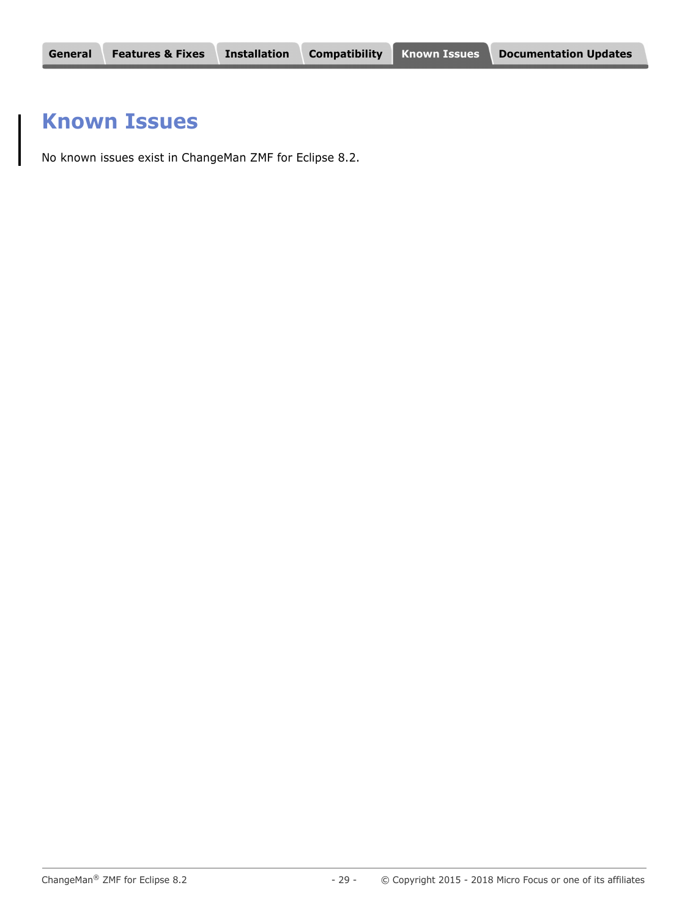# Known Issues

No known issues exist in ChangeMan ZMF for Eclipse 8.2.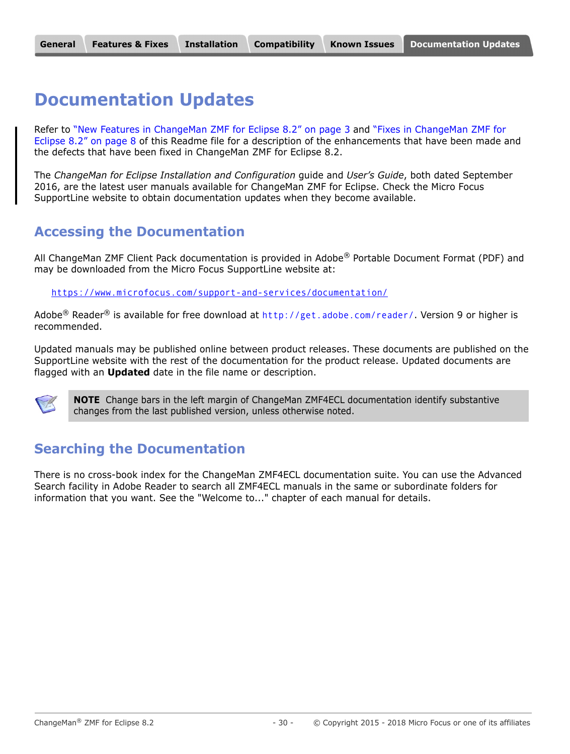# Documentation Updates

Refer to "New Features in ChangeMan ZMF for Eclipse 8.2" on page 3 and "Fixes in ChangeMan ZMF for Eclipse 8.2" on page 8 of this Readme file for a description of the enhancements that have been made and the defects that have been fixed in ChangeMan ZMF for Eclipse 8.2.

The *ChangeMan for Eclipse Installation and Configuration* guide and *User's Guide*, both dated September 2016, are the latest user manuals available for ChangeMan ZMF for Eclipse. Check the Micro Focus SupportLine website to obtain documentation updates when they become available.

## Accessing the Documentation

All ChangeMan ZMF Client Pack documentation is provided in Adobe® Portable Document Format (PDF) and may be downloaded from the Micro Focus SupportLine website at:

https://www.microfocus.com/support-and-services/documentation/

Adobe® Reader® is available for free download at http://get.adobe.com/reader/. Version 9 or higher is recommended.

Updated manuals may be published online between product releases. These documents are published on the SupportLine website with the rest of the documentation for the product release. Updated documents are flagged with an **Updated** date in the file name or description.

**NOTE** Change bars in the left margin of ChangeMan ZMF4ECL documentation identify substantive changes from the last published version, unless otherwise noted.

## Searching the Documentation

There is no cross-book index for the ChangeMan ZMF4ECL documentation suite. You can use the Advanced Search facility in Adobe Reader to search all ZMF4ECL manuals in the same or subordinate folders for information that you want. See the "Welcome to..." chapter of each manual for details.